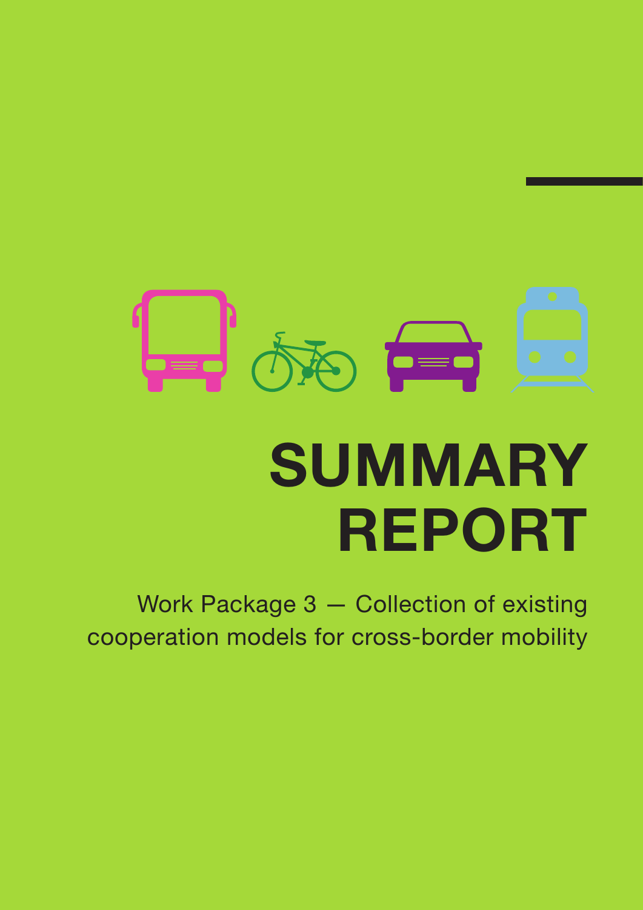# SUMMARY REPORT

Work Package 3 — Collection of existing cooperation models for cross-border mobility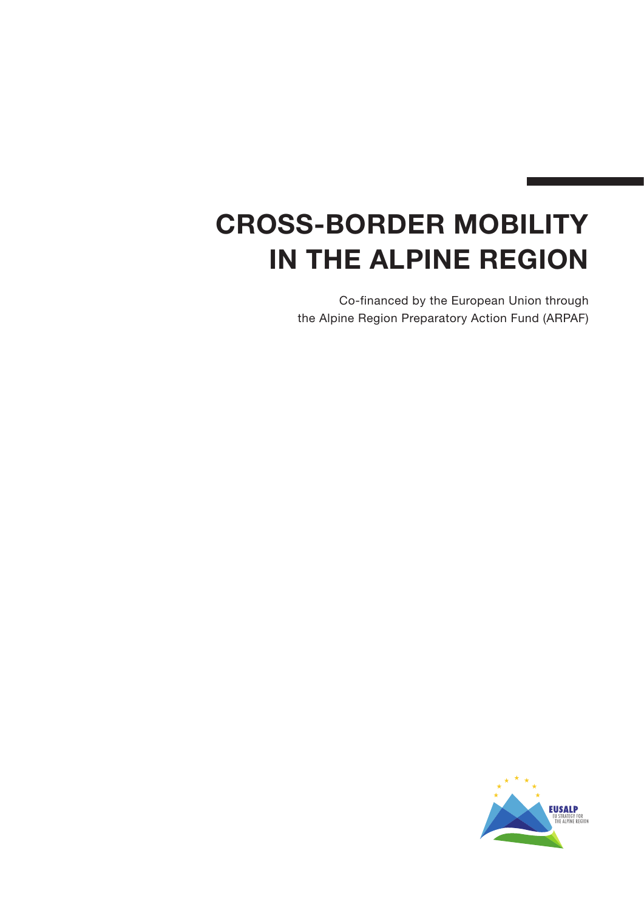# CROSS-BORDER MOBILITY IN THE ALPINE REGION

Co-financed by the European Union through the Alpine Region Preparatory Action Fund (ARPAF)

EUSALP
EU STRATEGY FOR THE ALPINE REGION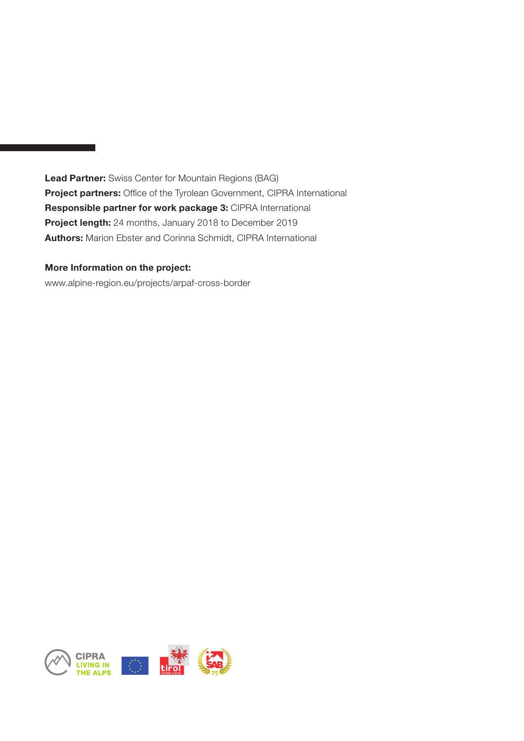**Lead Partner:** Swiss Center for Mountain Regions (BAG)
**Project partners:** Office of the Tyrolean Government, CIPRA International
**Responsible partner for work package 3:** CIPRA International
**Project length:** 24 months, January 2018 to December 2019
**Authors:** Marion Ebster and Corinna Schmidt, CIPRA International

**More Information on the project:**
www.alpine-region.eu/projects/arpaf-cross-border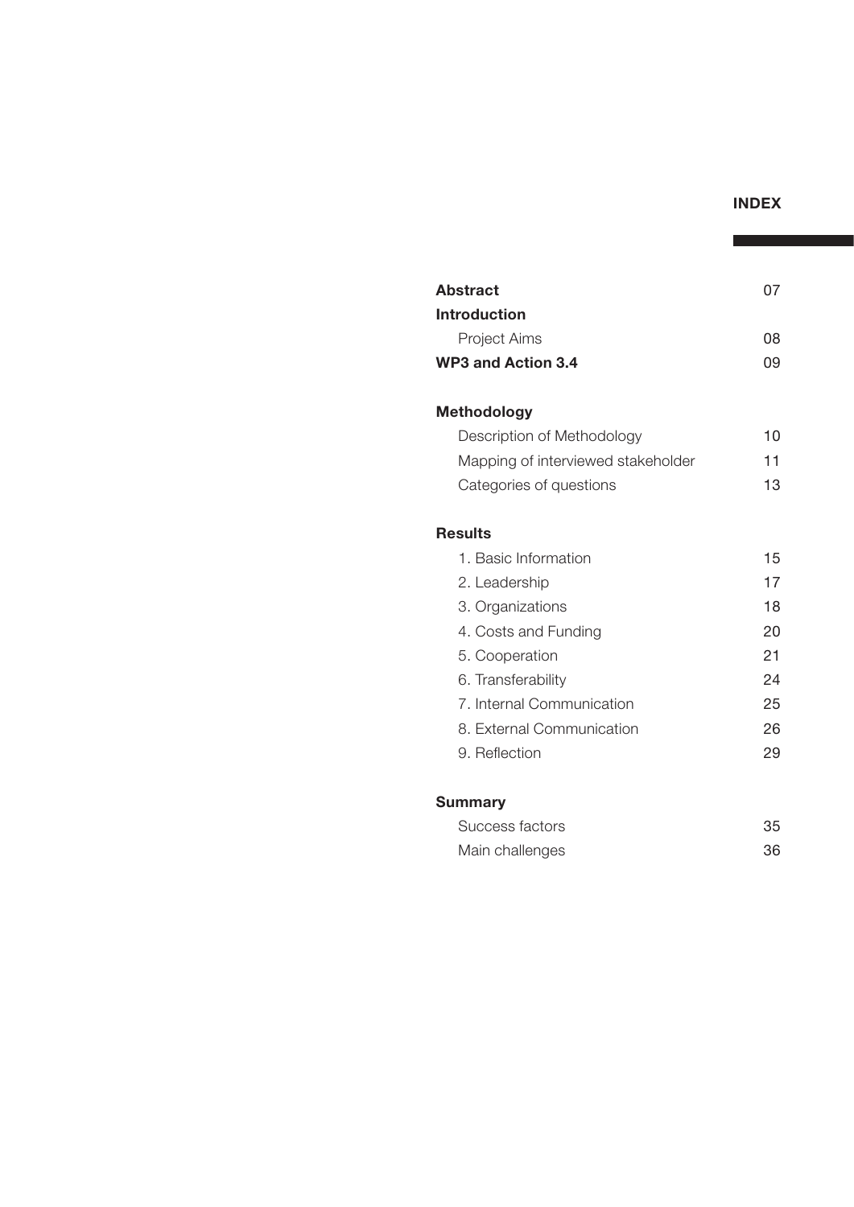# INDEX

| | |
|---|---|
| **Abstract** | 07 |
| **Introduction** | |
| Project Aims | 08 |
| **WP3 and Action 3.4** | 09 |
| | |
| **Methodology** | |
| Description of Methodology | 10 |
| Mapping of interviewed stakeholder | 11 |
| Categories of questions | 13 |
| | |
| **Results** | |
| 1. Basic Information | 15 |
| 2. Leadership | 17 |
| 3. Organizations | 18 |
| 4. Costs and Funding | 20 |
| 5. Cooperation | 21 |
| 6. Transferability | 24 |
| 7. Internal Communication | 25 |
| 8. External Communication | 26 |
| 9. Reflection | 29 |
| | |
| **Summary** | |
| Success factors | 35 |
| Main challenges | 36 |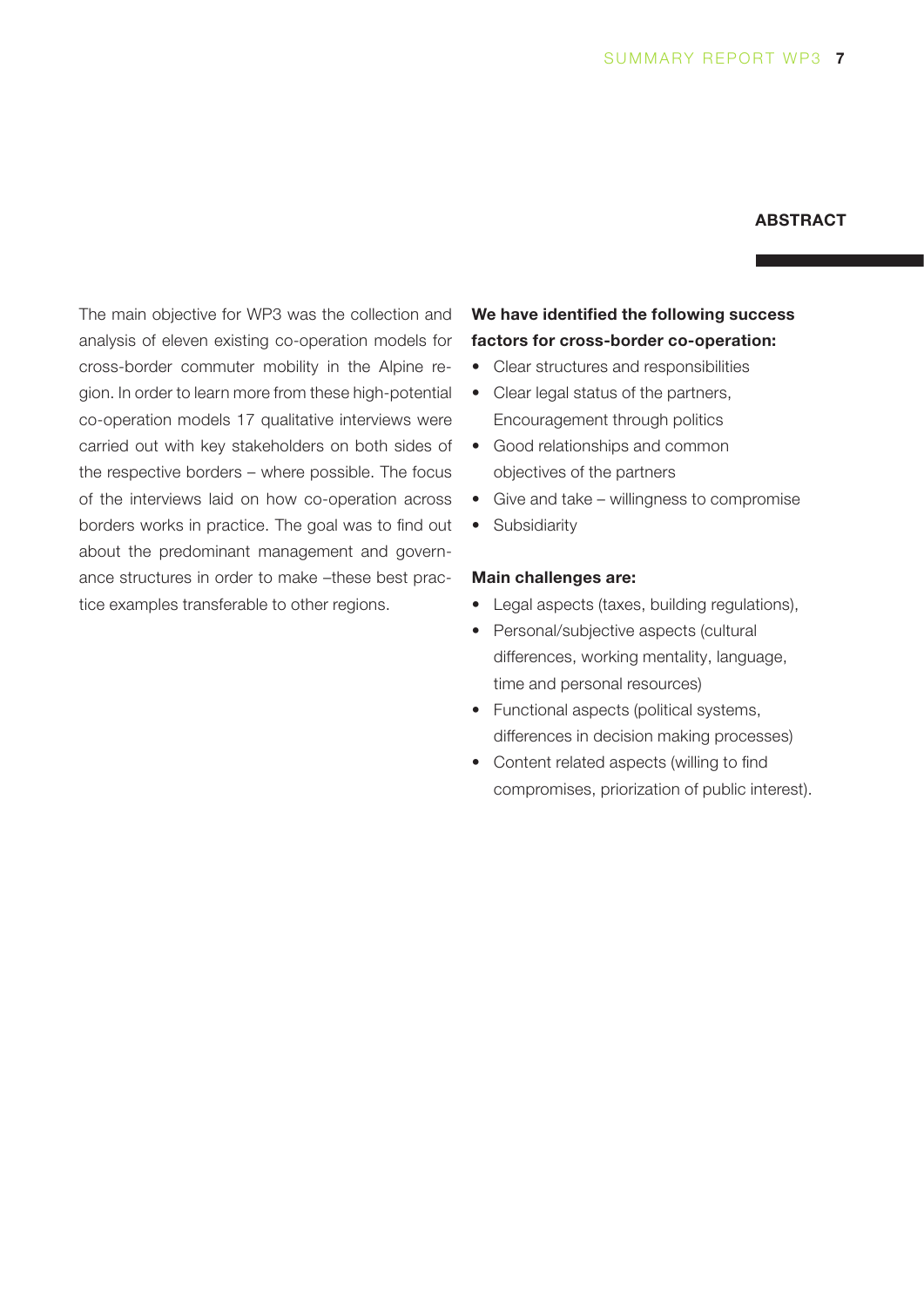## ABSTRACT

The main objective for WP3 was the collection and analysis of eleven existing co-operation models for cross-border commuter mobility in the Alpine region. In order to learn more from these high-potential co-operation models 17 qualitative interviews were carried out with key stakeholders on both sides of the respective borders – where possible. The focus of the interviews laid on how co-operation across borders works in practice. The goal was to find out about the predominant management and governance structures in order to make –these best practice examples transferable to other regions.

**We have identified the following success factors for cross-border co-operation:**

- Clear structures and responsibilities
- Clear legal status of the partners, Encouragement through politics
- Good relationships and common objectives of the partners
- Give and take – willingness to compromise
- Subsidiarity

**Main challenges are:**

- Legal aspects (taxes, building regulations),
- Personal/subjective aspects (cultural differences, working mentality, language, time and personal resources)
- Functional aspects (political systems, differences in decision making processes)
- Content related aspects (willing to find compromises, priorization of public interest).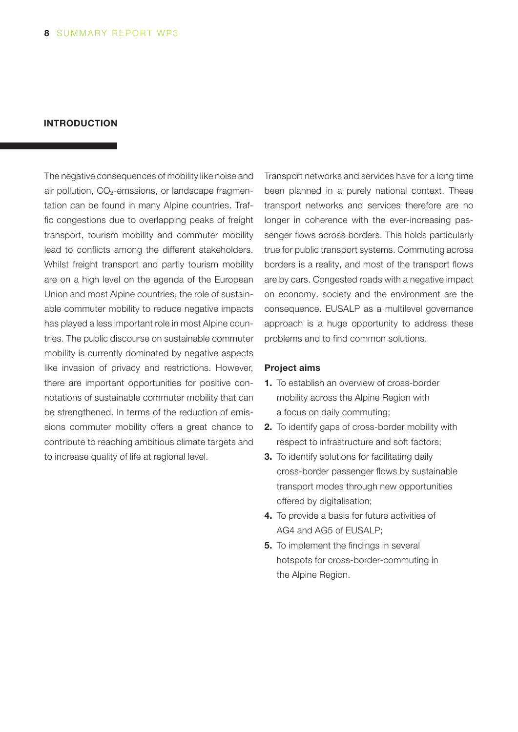## INTRODUCTION

The negative consequences of mobility like noise and air pollution, $CO_2$-emssions, or landscape fragmentation can be found in many Alpine countries. Traffic congestions due to overlapping peaks of freight transport, tourism mobility and commuter mobility lead to conflicts among the different stakeholders. Whilst freight transport and partly tourism mobility are on a high level on the agenda of the European Union and most Alpine countries, the role of sustainable commuter mobility to reduce negative impacts has played a less important role in most Alpine countries. The public discourse on sustainable commuter mobility is currently dominated by negative aspects like invasion of privacy and restrictions. However, there are important opportunities for positive connotations of sustainable commuter mobility that can be strengthened. In terms of the reduction of emissions commuter mobility offers a great chance to contribute to reaching ambitious climate targets and to increase quality of life at regional level.

Transport networks and services have for a long time been planned in a purely national context. These transport networks and services therefore are no longer in coherence with the ever-increasing passenger flows across borders. This holds particularly true for public transport systems. Commuting across borders is a reality, and most of the transport flows are by cars. Congested roads with a negative impact on economy, society and the environment are the consequence. EUSALP as a multilevel governance approach is a huge opportunity to address these problems and to find common solutions.

**Project aims**

1. To establish an overview of cross-border mobility across the Alpine Region with a focus on daily commuting;
2. To identify gaps of cross-border mobility with respect to infrastructure and soft factors;
3. To identify solutions for facilitating daily cross-border passenger flows by sustainable transport modes through new opportunities offered by digitalisation;
4. To provide a basis for future activities of AG4 and AG5 of EUSALP;
5. To implement the findings in several hotspots for cross-border-commuting in the Alpine Region.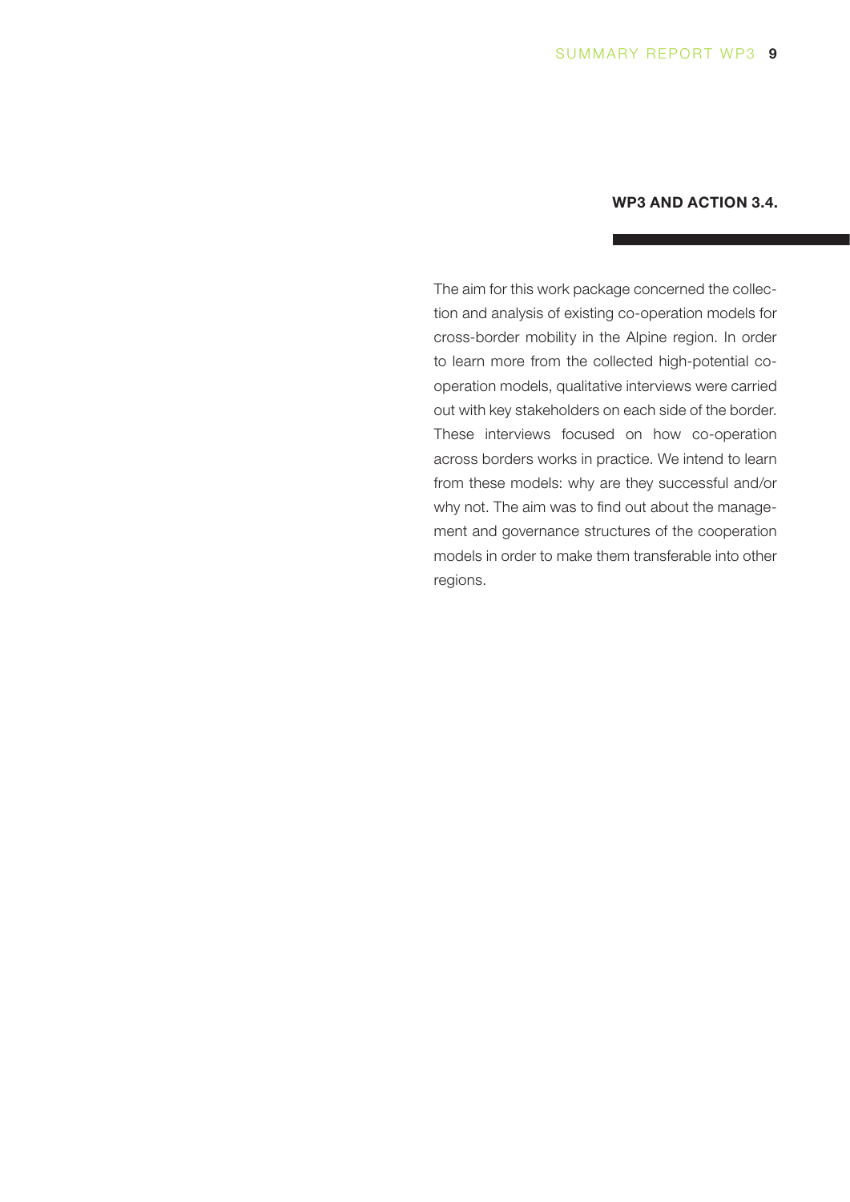## WP3 AND ACTION 3.4.

The aim for this work package concerned the collection and analysis of existing co-operation models for cross-border mobility in the Alpine region. In order to learn more from the collected high-potential co-operation models, qualitative interviews were carried out with key stakeholders on each side of the border. These interviews focused on how co-operation across borders works in practice. We intend to learn from these models: why are they successful and/or why not. The aim was to find out about the management and governance structures of the cooperation models in order to make them transferable into other regions.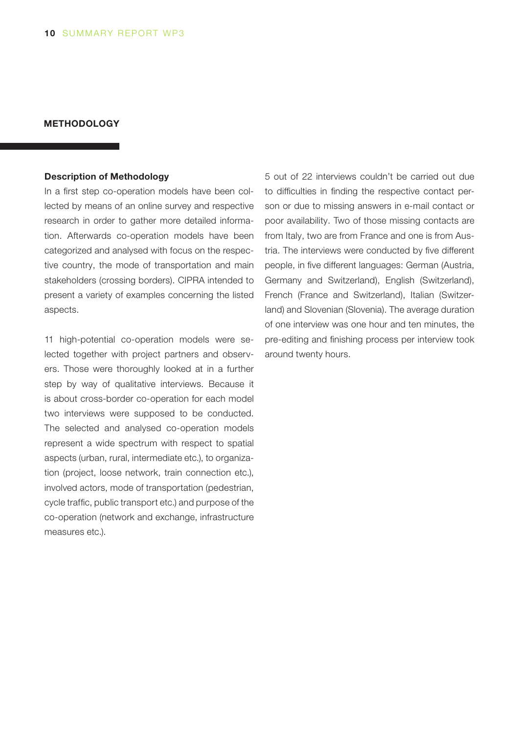## METHODOLOGY

### Description of Methodology

In a first step co-operation models have been collected by means of an online survey and respective research in order to gather more detailed information. Afterwards co-operation models have been categorized and analysed with focus on the respective country, the mode of transportation and main stakeholders (crossing borders). CIPRA intended to present a variety of examples concerning the listed aspects.

11 high-potential co-operation models were selected together with project partners and observers. Those were thoroughly looked at in a further step by way of qualitative interviews. Because it is about cross-border co-operation for each model two interviews were supposed to be conducted. The selected and analysed co-operation models represent a wide spectrum with respect to spatial aspects (urban, rural, intermediate etc.), to organization (project, loose network, train connection etc.), involved actors, mode of transportation (pedestrian, cycle traffic, public transport etc.) and purpose of the co-operation (network and exchange, infrastructure measures etc.).

5 out of 22 interviews couldn't be carried out due to difficulties in finding the respective contact person or due to missing answers in e-mail contact or poor availability. Two of those missing contacts are from Italy, two are from France and one is from Austria. The interviews were conducted by five different people, in five different languages: German (Austria, Germany and Switzerland), English (Switzerland), French (France and Switzerland), Italian (Switzerland) and Slovenian (Slovenia). The average duration of one interview was one hour and ten minutes, the pre-editing and finishing process per interview took around twenty hours.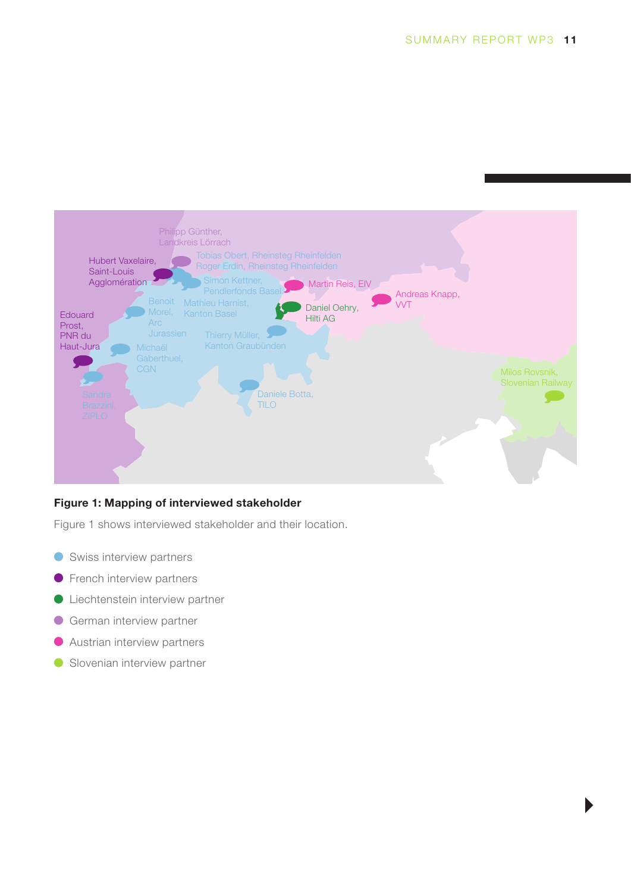Philipp Günther, Landkreis Lörrach

Hubert Vaxelaire, Saint-Louis Agglomération

Tobias Obert, Rheinsteg Rheinfelden
Roger Erdin, Rheinsteg Rheinfelden

Simon Kettner, Pendlerfonds Basel

Martin Reis, EIV

Andreas Knapp, VVT

Benoit Morel, Arc Jurassien

Mathieu Harnist, Kanton Basel

Daniel Oehry, Hilti AG

Edouard Prost, PNR du Haut-Jura

Thierry Müller, Kanton Graubünden

Michaël Gaberthuel, CGN

Milos Rovsnik, Slovenian Railway

Sandra Brazzini, ZIPLO

Daniele Botta, TILO

**Figure 1: Mapping of interviewed stakeholder**

Figure 1 shows interviewed stakeholder and their location.

- Swiss interview partners
- French interview partners
- Liechtenstein interview partner
- German interview partner
- Austrian interview partners
- Slovenian interview partner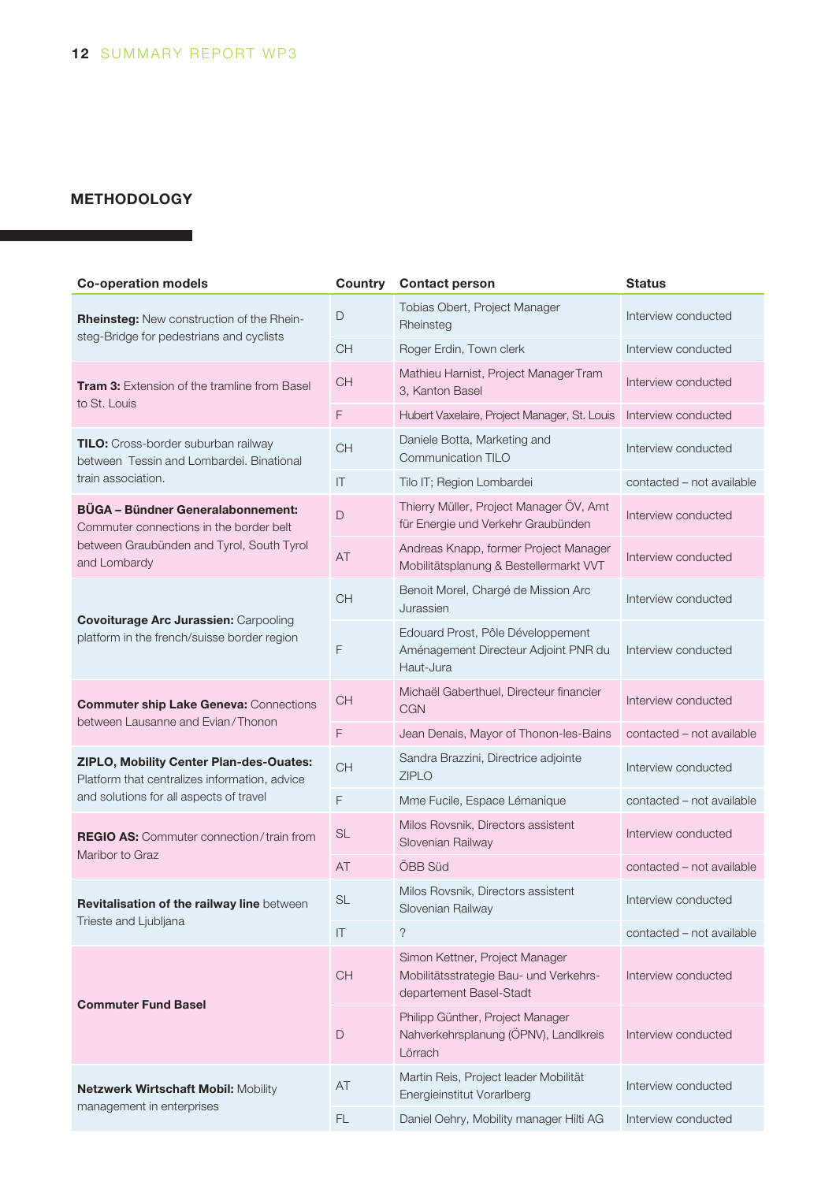## METHODOLOGY

| Co-operation models | Country | Contact person | Status |
|---|---|---|---|
| **Rheinsteg:** New construction of the Rhein-steg-Bridge for pedestrians and cyclists | D | Tobias Obert, Project Manager Rheinsteg | Interview conducted |
| | CH | Roger Erdin, Town clerk | Interview conducted |
| **Tram 3:** Extension of the tramline from Basel to St. Louis | CH | Mathieu Harnist, Project Manager Tram 3, Kanton Basel | Interview conducted |
| | F | Hubert Vaxelaire, Project Manager, St. Louis | Interview conducted |
| **TILO:** Cross-border suburban railway between Tessin and Lombardei. Binational train association. | CH | Daniele Botta, Marketing and Communication TILO | Interview conducted |
| | IT | Tilo IT; Region Lombardei | contacted – not available |
| **BÜGA – Bündner Generalabonnement:** Commuter connections in the border belt between Graubünden and Tyrol, South Tyrol and Lombardy | D | Thierry Müller, Project Manager ÖV, Amt für Energie und Verkehr Graubünden | Interview conducted |
| | AT | Andreas Knapp, former Project Manager Mobilitätsplanung & Bestellermarkt VVT | Interview conducted |
| **Covoiturage Arc Jurassien:** Carpooling platform in the french/suisse border region | CH | Benoit Morel, Chargé de Mission Arc Jurassien | Interview conducted |
| | F | Edouard Prost, Pôle Développement Aménagement Directeur Adjoint PNR du Haut-Jura | Interview conducted |
| **Commuter ship Lake Geneva:** Connections between Lausanne and Evian/Thonon | CH | Michaël Gaberthuel, Directeur financier CGN | Interview conducted |
| | F | Jean Denais, Mayor of Thonon-les-Bains | contacted – not available |
| **ZIPLO, Mobility Center Plan-des-Ouates:** Platform that centralizes information, advice and solutions for all aspects of travel | CH | Sandra Brazzini, Directrice adjointe ZIPLO | Interview conducted |
| | F | Mme Fucile, Espace Lémanique | contacted – not available |
| **REGIO AS:** Commuter connection/train from Maribor to Graz | SL | Milos Rovsnik, Directors assistent Slovenian Railway | Interview conducted |
| | AT | ÖBB Süd | contacted – not available |
| **Revitalisation of the railway line** between Trieste and Ljubljana | SL | Milos Rovsnik, Directors assistent Slovenian Railway | Interview conducted |
| | IT | ? | contacted – not available |
| **Commuter Fund Basel** | CH | Simon Kettner, Project Manager Mobilitätsstrategie Bau- und Verkehrs-departement Basel-Stadt | Interview conducted |
| | D | Philipp Günther, Project Manager Nahverkehrsplanung (ÖPNV), Landlkreis Lörrach | Interview conducted |
| **Netzwerk Wirtschaft Mobil:** Mobility management in enterprises | AT | Martin Reis, Project leader Mobilität Energieinstitut Vorarlberg | Interview conducted |
| | FL | Daniel Oehry, Mobility manager Hilti AG | Interview conducted |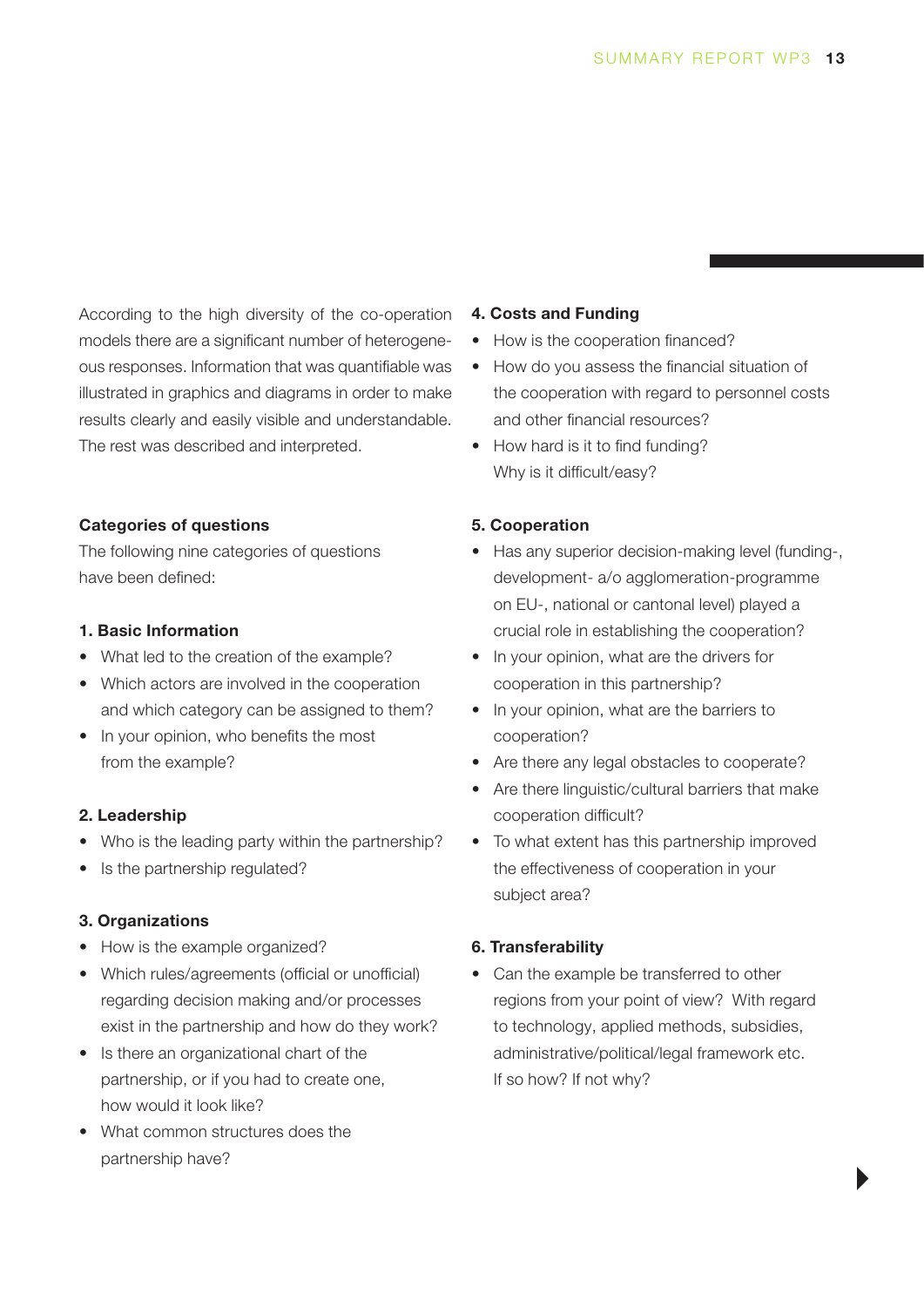According to the high diversity of the co-operation models there are a significant number of heterogeneous responses. Information that was quantifiable was illustrated in graphics and diagrams in order to make results clearly and easily visible and understandable. The rest was described and interpreted.

**Categories of questions**

The following nine categories of questions have been defined:

**1. Basic Information**

- What led to the creation of the example?
- Which actors are involved in the cooperation and which category can be assigned to them?
- In your opinion, who benefits the most from the example?

**2. Leadership**

- Who is the leading party within the partnership?
- Is the partnership regulated?

**3. Organizations**

- How is the example organized?
- Which rules/agreements (official or unofficial) regarding decision making and/or processes exist in the partnership and how do they work?
- Is there an organizational chart of the partnership, or if you had to create one, how would it look like?
- What common structures does the partnership have?

**4. Costs and Funding**

- How is the cooperation financed?
- How do you assess the financial situation of the cooperation with regard to personnel costs and other financial resources?
- How hard is it to find funding? Why is it difficult/easy?

**5. Cooperation**

- Has any superior decision-making level (funding-, development- a/o agglomeration-programme on EU-, national or cantonal level) played a crucial role in establishing the cooperation?
- In your opinion, what are the drivers for cooperation in this partnership?
- In your opinion, what are the barriers to cooperation?
- Are there any legal obstacles to cooperate?
- Are there linguistic/cultural barriers that make cooperation difficult?
- To what extent has this partnership improved the effectiveness of cooperation in your subject area?

**6. Transferability**

- Can the example be transferred to other regions from your point of view? With regard to technology, applied methods, subsidies, administrative/political/legal framework etc. If so how? If not why?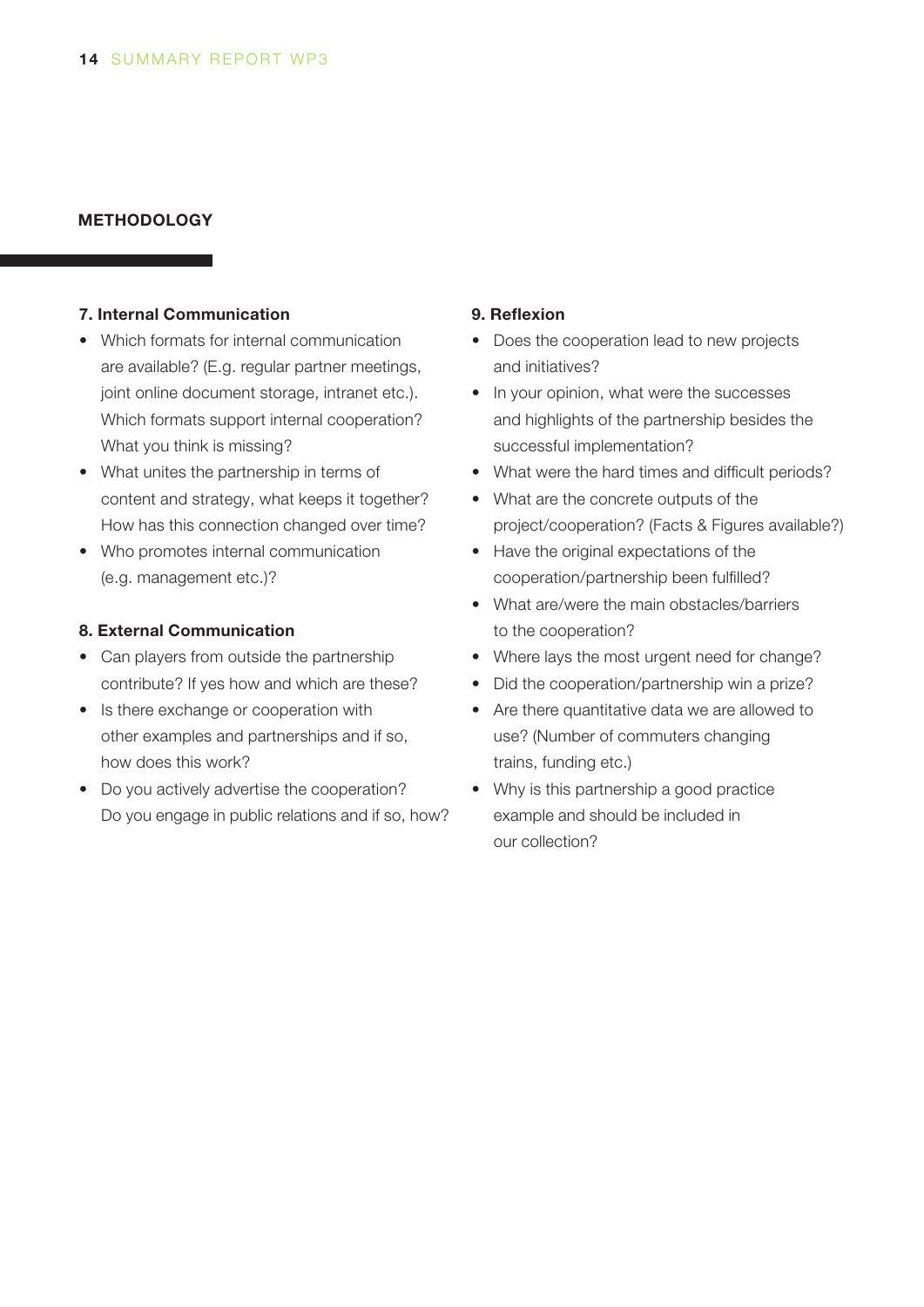## METHODOLOGY

### 7. Internal Communication

- Which formats for internal communication are available? (E.g. regular partner meetings, joint online document storage, intranet etc.). Which formats support internal cooperation? What you think is missing?
- What unites the partnership in terms of content and strategy, what keeps it together? How has this connection changed over time?
- Who promotes internal communication (e.g. management etc.)?

### 8. External Communication

- Can players from outside the partnership contribute? If yes how and which are these?
- Is there exchange or cooperation with other examples and partnerships and if so, how does this work?
- Do you actively advertise the cooperation? Do you engage in public relations and if so, how?

### 9. Reflexion

- Does the cooperation lead to new projects and initiatives?
- In your opinion, what were the successes and highlights of the partnership besides the successful implementation?
- What were the hard times and difficult periods?
- What are the concrete outputs of the project/cooperation? (Facts & Figures available?)
- Have the original expectations of the cooperation/partnership been fulfilled?
- What are/were the main obstacles/barriers to the cooperation?
- Where lays the most urgent need for change?
- Did the cooperation/partnership win a prize?
- Are there quantitative data we are allowed to use? (Number of commuters changing trains, funding etc.)
- Why is this partnership a good practice example and should be included in our collection?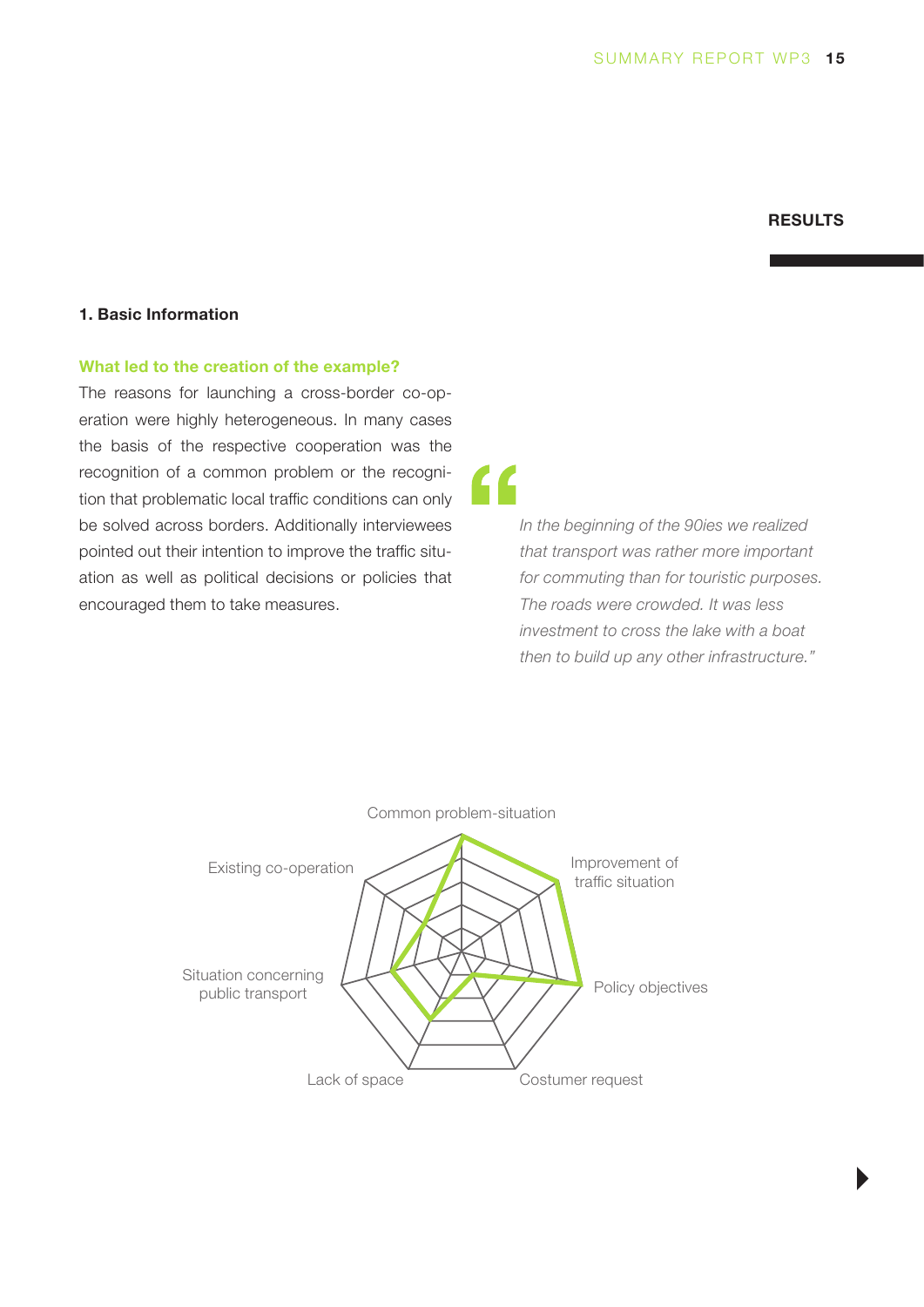## RESULTS

### 1. Basic Information

**What led to the creation of the example?**

The reasons for launching a cross-border co-operation were highly heterogeneous. In many cases the basis of the respective cooperation was the recognition of a common problem or the recognition that problematic local traffic conditions can only be solved across borders. Additionally interviewees pointed out their intention to improve the traffic situation as well as political decisions or policies that encouraged them to take measures.

> *In the beginning of the 90ies we realized that transport was rather more important for commuting than for touristic purposes. The roads were crowded. It was less investment to cross the lake with a boat then to build up any other infrastructure."*

Common problem-situation

Improvement of traffic situation

Policy objectives

Costumer request

Lack of space

Situation concerning public transport

Existing co-operation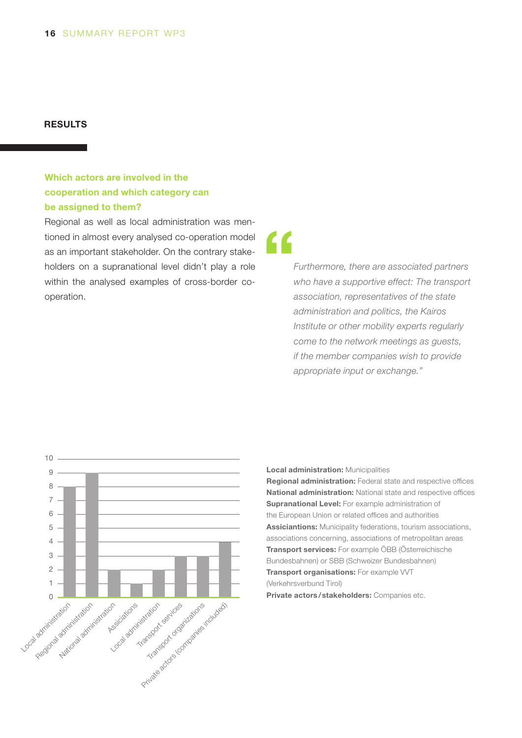## RESULTS

### Which actors are involved in the cooperation and which category can be assigned to them?

Regional as well as local administration was mentioned in almost every analysed co-operation model as an important stakeholder. On the contrary stakeholders on a supranational level didn't play a role within the analysed examples of cross-border co-operation.

> *Furthermore, there are associated partners who have a supportive effect: The transport association, representatives of the state administration and politics, the Kairos Institute or other mobility experts regularly come to the network meetings as guests, if the member companies wish to provide appropriate input or exchange."*

| Category | Value |
|---|---|
| Local administration | 8 |
| Regional administration | 9 |
| National administration | 2 |
| Assiciations | 1 |
| Local administration | 2 |
| Transport services | 3 |
| Transport organizations | 3 |
| Private actors (companies included) | 4 |

**Local administration:** Municipalities
**Regional administration:** Federal state and respective offices
**National administration:** National state and respective offices
**Supranational Level:** For example administration of the European Union or related offices and authorities
**Assiciantions:** Municipality federations, tourism associations, associations concerning, associations of metropolitan areas
**Transport services:** For example ÖBB (Österreichische Bundesbahnen) or SBB (Schweizer Bundesbahnen)
**Transport organisations:** For example VVT (Verkehrsverbund Tirol)
**Private actors / stakeholders:** Companies etc.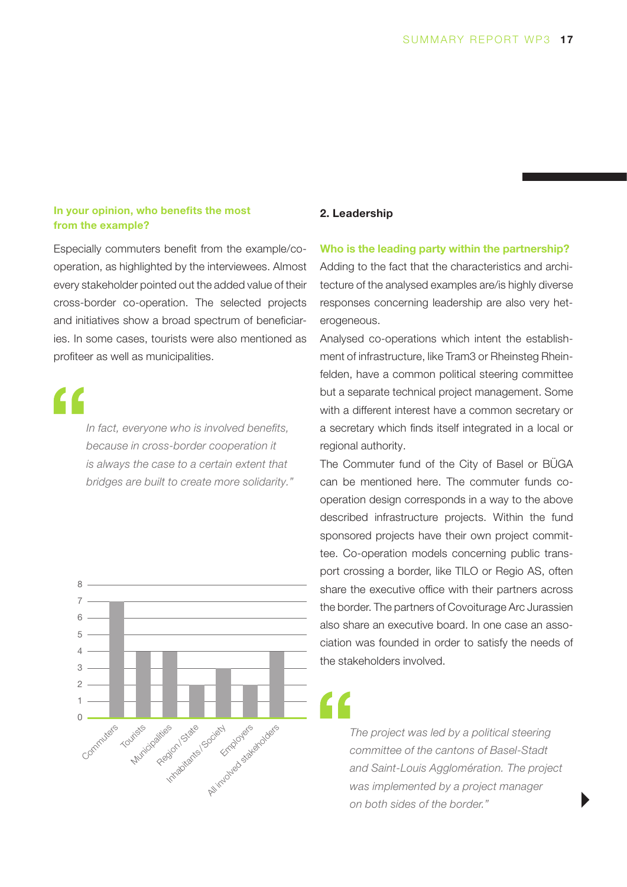### In your opinion, who benefits the most from the example?

Especially commuters benefit from the example/co-operation, as highlighted by the interviewees. Almost every stakeholder pointed out the added value of their cross-border co-operation. The selected projects and initiatives show a broad spectrum of beneficiaries. In some cases, tourists were also mentioned as profiteer as well as municipalities.

> *In fact, everyone who is involved benefits, because in cross-border cooperation it is always the case to a certain extent that bridges are built to create more solidarity."*

| Beneficiary | Count |
|---|---|
| Commuters | 7 |
| Tourists | 4 |
| Municipalities | 4 |
| Region/State | 2 |
| Inhabitants/Society | 3 |
| Employers | 2 |
| All involved stakeholders | 4 |

## 2. Leadership

### Who is the leading party within the partnership?

Adding to the fact that the characteristics and architecture of the analysed examples are/is highly diverse responses concerning leadership are also very heterogeneous.

Analysed co-operations which intent the establishment of infrastructure, like Tram3 or Rheinsteg Rheinfelden, have a common political steering committee but a separate technical project management. Some with a different interest have a common secretary or a secretary which finds itself integrated in a local or regional authority.

The Commuter fund of the City of Basel or BÜGA can be mentioned here. The commuter funds co-operation design corresponds in a way to the above described infrastructure projects. Within the fund sponsored projects have their own project committee. Co-operation models concerning public transport crossing a border, like TILO or Regio AS, often share the executive office with their partners across the border. The partners of Covoiturage Arc Jurassien also share an executive board. In one case an association was founded in order to satisfy the needs of the stakeholders involved.

> *The project was led by a political steering committee of the cantons of Basel-Stadt and Saint-Louis Agglomération. The project was implemented by a project manager on both sides of the border."*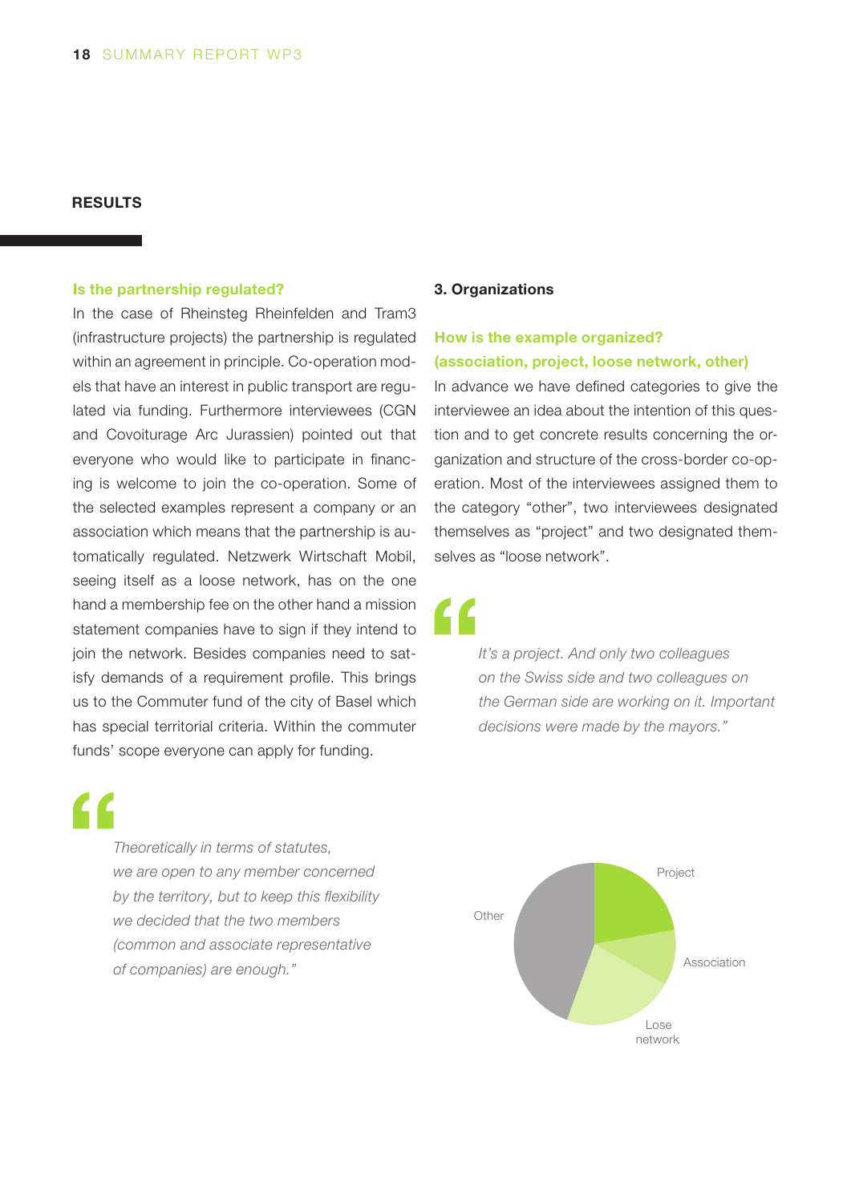## RESULTS

**Is the partnership regulated?**

In the case of Rheinsteg Rheinfelden and Tram3 (infrastructure projects) the partnership is regulated within an agreement in principle. Co-operation models that have an interest in public transport are regulated via funding. Furthermore interviewees (CGN and Covoiturage Arc Jurassien) pointed out that everyone who would like to participate in financing is welcome to join the co-operation. Some of the selected examples represent a company or an association which means that the partnership is automatically regulated. Netzwerk Wirtschaft Mobil, seeing itself as a loose network, has on the one hand a membership fee on the other hand a mission statement companies have to sign if they intend to join the network. Besides companies need to satisfy demands of a requirement profile. This brings us to the Commuter fund of the city of Basel which has special territorial criteria. Within the commuter funds' scope everyone can apply for funding.

> *Theoretically in terms of statutes, we are open to any member concerned by the territory, but to keep this flexibility we decided that the two members (common and associate representative of companies) are enough."*

### 3. Organizations

**How is the example organized? (association, project, loose network, other)**

In advance we have defined categories to give the interviewee an idea about the intention of this question and to get concrete results concerning the organization and structure of the cross-border co-operation. Most of the interviewees assigned them to the category "other", two interviewees designated themselves as "project" and two designated themselves as "loose network".

> *It's a project. And only two colleagues on the Swiss side and two colleagues on the German side are working on it. Important decisions were made by the mayors."*

Project

Association

Lose network

Other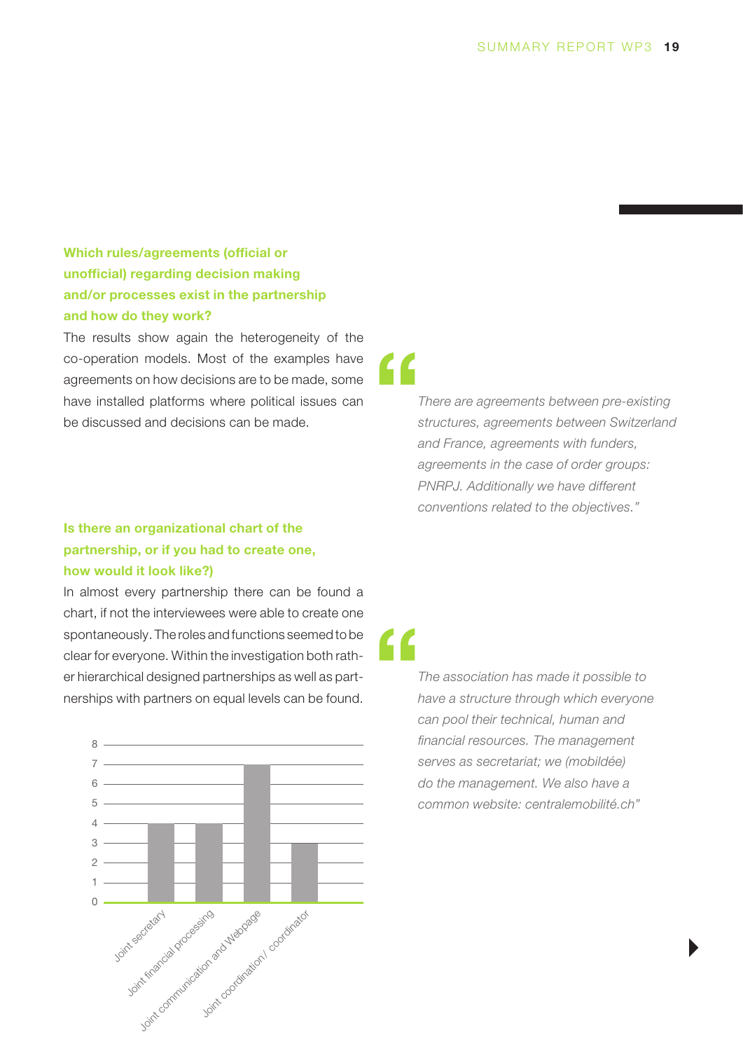### Which rules/agreements (official or unofficial) regarding decision making and/or processes exist in the partnership and how do they work?

The results show again the heterogeneity of the co-operation models. Most of the examples have agreements on how decisions are to be made, some have installed platforms where political issues can be discussed and decisions can be made.

> *There are agreements between pre-existing structures, agreements between Switzerland and France, agreements with funders, agreements in the case of order groups: PNRPJ. Additionally we have different conventions related to the objectives."*

### Is there an organizational chart of the partnership, or if you had to create one, how would it look like?)

In almost every partnership there can be found a chart, if not the interviewees were able to create one spontaneously. The roles and functions seemed to be clear for everyone. Within the investigation both rather hierarchical designed partnerships as well as partnerships with partners on equal levels can be found.

| Category | Value |
|---|---|
| Joint secretary | 4 |
| Joint financial processing | 4 |
| Joint communication and Webpage | 7 |
| Joint coordination / coordinator | 3 |

> *The association has made it possible to have a structure through which everyone can pool their technical, human and financial resources. The management serves as secretariat; we (mobildée) do the management. We also have a common website: centralemobilité.ch"*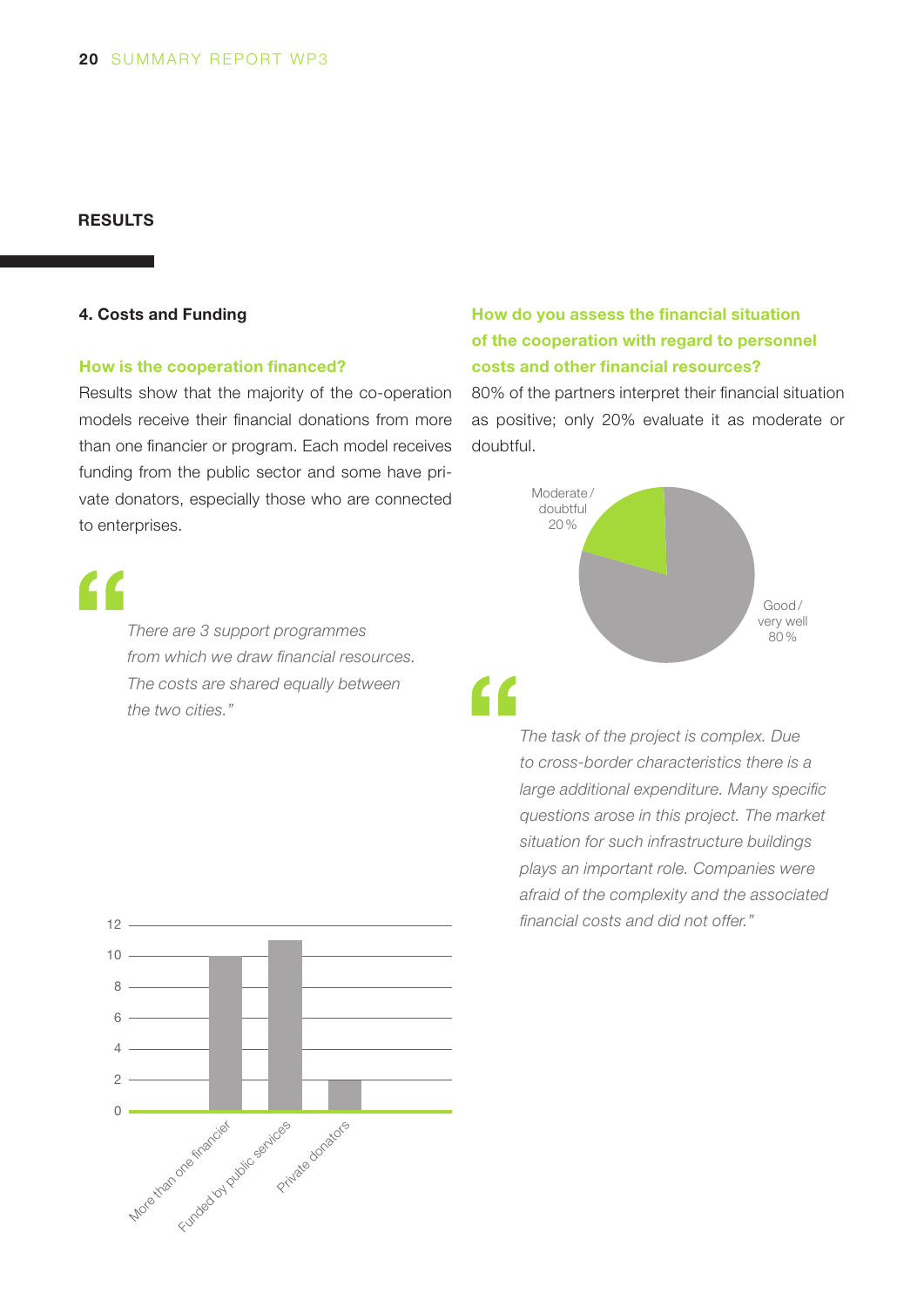## RESULTS

### 4. Costs and Funding

#### How is the cooperation financed?

Results show that the majority of the co-operation models receive their financial donations from more than one financier or program. Each model receives funding from the public sector and some have private donators, especially those who are connected to enterprises.

> *There are 3 support programmes from which we draw financial resources. The costs are shared equally between the two cities."*

| Category | Value |
|---|---|
| More than one financier | 10 |
| Funded by public services | 11 |
| Private donators | 2 |

#### How do you assess the financial situation of the cooperation with regard to personnel costs and other financial resources?

80% of the partners interpret their financial situation as positive; only 20% evaluate it as moderate or doubtful.

| Assessment | Share |
|---|---|
| Moderate / doubtful | 20 % |
| Good / very well | 80 % |

> *The task of the project is complex. Due to cross-border characteristics there is a large additional expenditure. Many specific questions arose in this project. The market situation for such infrastructure buildings plays an important role. Companies were afraid of the complexity and the associated financial costs and did not offer."*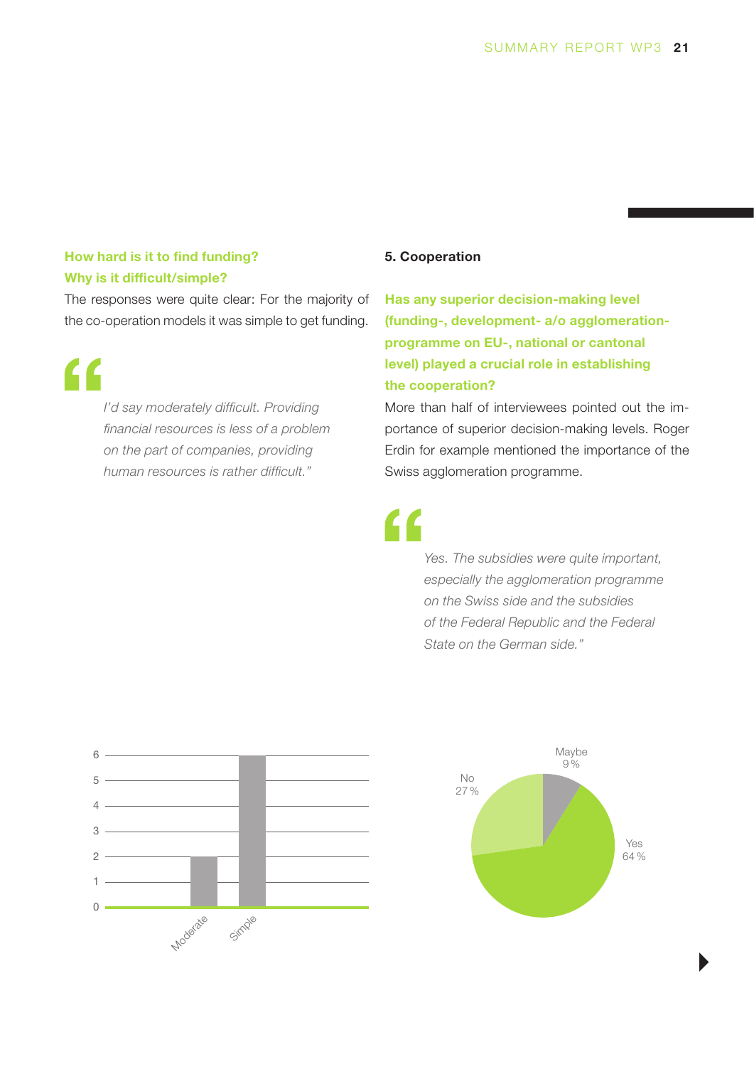### How hard is it to find funding? Why is it difficult/simple?

The responses were quite clear: For the majority of the co-operation models it was simple to get funding.

> *I'd say moderately difficult. Providing financial resources is less of a problem on the part of companies, providing human resources is rather difficult."*

| Response | Count |
|---|---|
| Moderate | 2 |
| Simple | 6 |

## 5. Cooperation

### Has any superior decision-making level (funding-, development- a/o agglomeration-programme on EU-, national or cantonal level) played a crucial role in establishing the cooperation?

More than half of interviewees pointed out the importance of superior decision-making levels. Roger Erdin for example mentioned the importance of the Swiss agglomeration programme.

> *Yes. The subsidies were quite important, especially the agglomeration programme on the Swiss side and the subsidies of the Federal Republic and the Federal State on the German side."*

| Response | Share |
|---|---|
| Yes | 64 % |
| No | 27 % |
| Maybe | 9 % |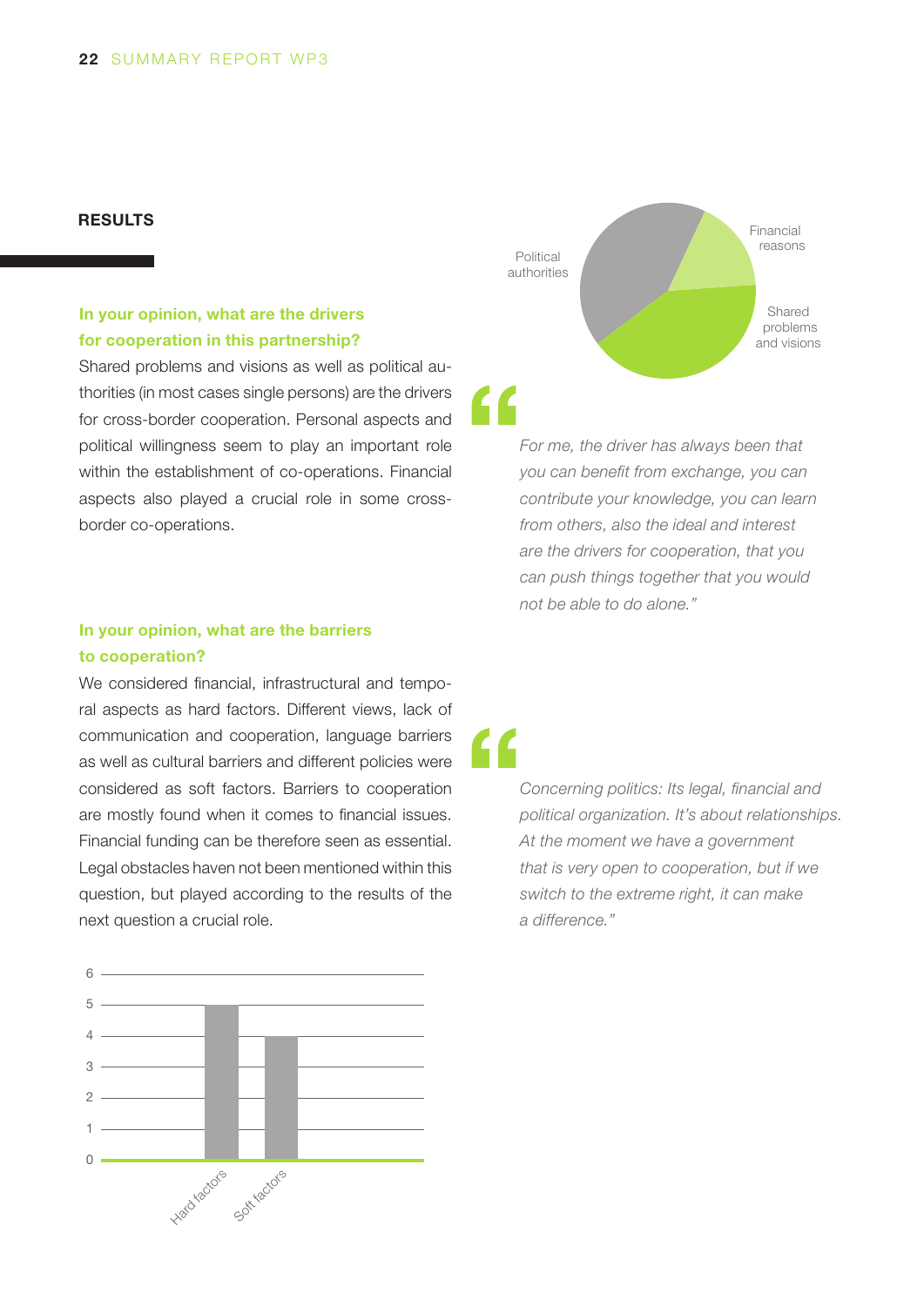## RESULTS

### In your opinion, what are the drivers for cooperation in this partnership?

Shared problems and visions as well as political authorities (in most cases single persons) are the drivers for cross-border cooperation. Personal aspects and political willingness seem to play an important role within the establishment of co-operations. Financial aspects also played a crucial role in some cross-border co-operations.

Political authorities

Financial reasons

Shared problems and visions

*For me, the driver has always been that you can benefit from exchange, you can contribute your knowledge, you can learn from others, also the ideal and interest are the drivers for cooperation, that you can push things together that you would not be able to do alone."*

### In your opinion, what are the barriers to cooperation?

We considered financial, infrastructural and temporal aspects as hard factors. Different views, lack of communication and cooperation, language barriers as well as cultural barriers and different policies were considered as soft factors. Barriers to cooperation are mostly found when it comes to financial issues. Financial funding can be therefore seen as essential. Legal obstacles haven not been mentioned within this question, but played according to the results of the next question a crucial role.

*Concerning politics: Its legal, financial and political organization. It's about relationships. At the moment we have a government that is very open to cooperation, but if we switch to the extreme right, it can make a difference."*

| | Value |
|---|---|
| Hard factors | 5 |
| Soft factors | 4 |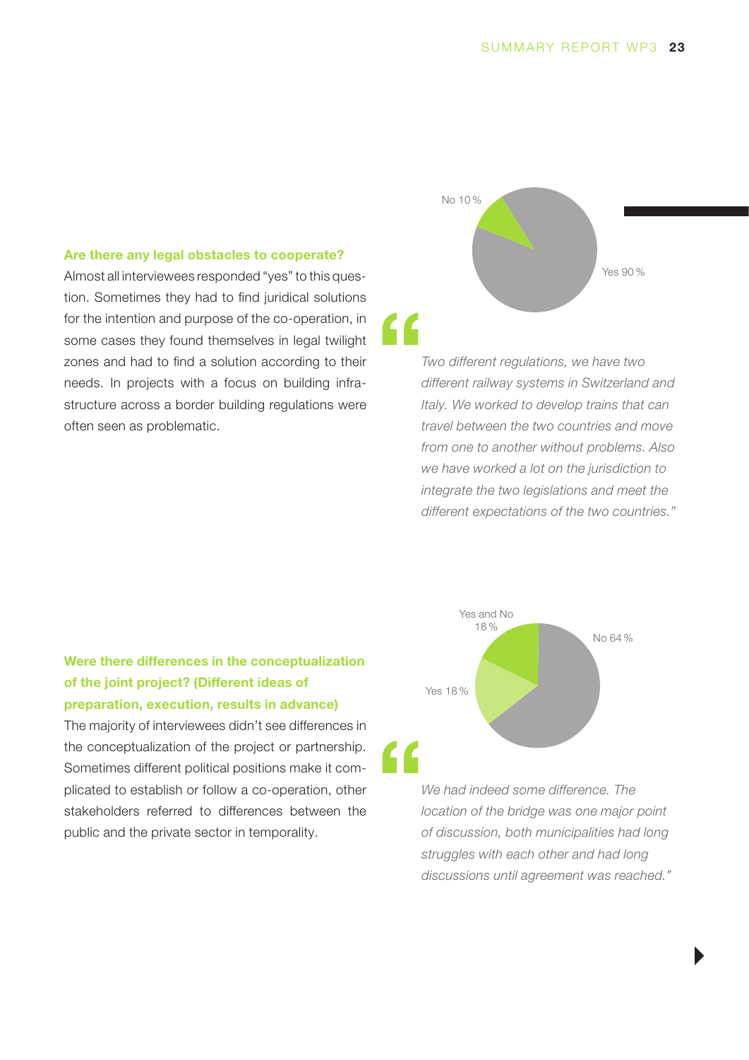### Are there any legal obstacles to cooperate?

Almost all interviewees responded "yes" to this question. Sometimes they had to find juridical solutions for the intention and purpose of the co-operation, in some cases they found themselves in legal twilight zones and had to find a solution according to their needs. In projects with a focus on building infrastructure across a border building regulations were often seen as problematic.

No 10 %

Yes 90 %

*Two different regulations, we have two different railway systems in Switzerland and Italy. We worked to develop trains that can travel between the two countries and move from one to another without problems. Also we have worked a lot on the jurisdiction to integrate the two legislations and meet the different expectations of the two countries."*

### Were there differences in the conceptualization of the joint project? (Different ideas of preparation, execution, results in advance)

The majority of interviewees didn't see differences in the conceptualization of the project or partnership. Sometimes different political positions make it complicated to establish or follow a co-operation, other stakeholders referred to differences between the public and the private sector in temporality.

Yes and No 18 %

No 64 %

Yes 18 %

*We had indeed some difference. The location of the bridge was one major point of discussion, both municipalities had long struggles with each other and had long discussions until agreement was reached."*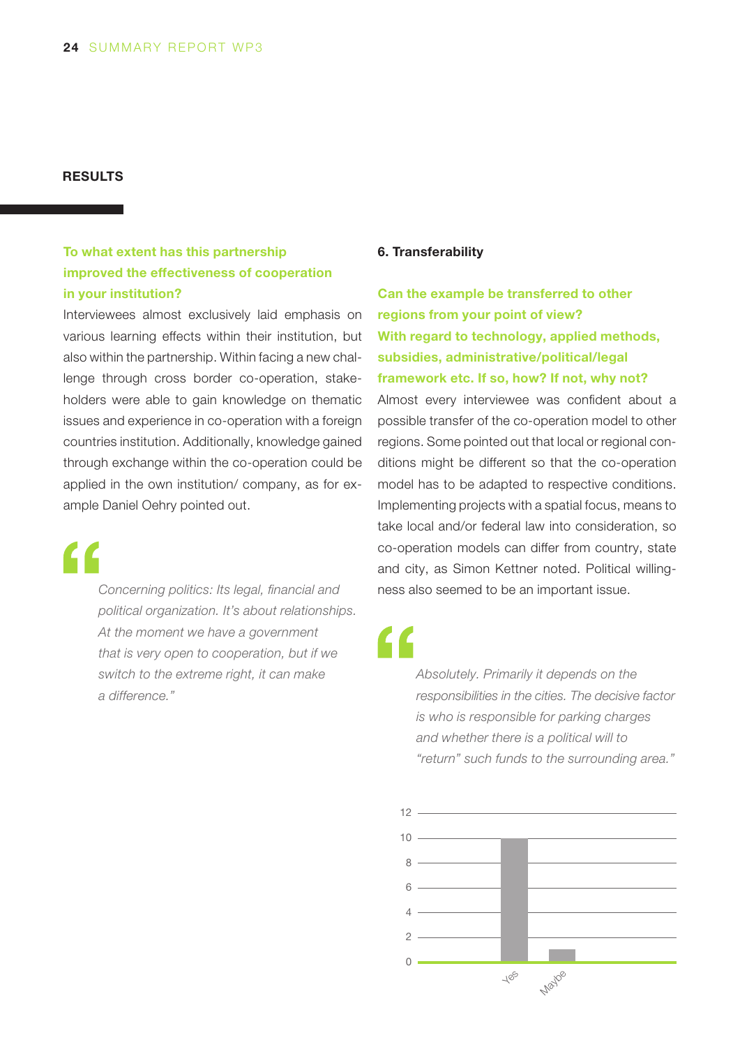## RESULTS

**To what extent has this partnership improved the effectiveness of cooperation in your institution?**

Interviewees almost exclusively laid emphasis on various learning effects within their institution, but also within the partnership. Within facing a new challenge through cross border co-operation, stakeholders were able to gain knowledge on thematic issues and experience in co-operation with a foreign countries institution. Additionally, knowledge gained through exchange within the co-operation could be applied in the own institution/ company, as for example Daniel Oehry pointed out.

> *Concerning politics: Its legal, financial and political organization. It's about relationships. At the moment we have a government that is very open to cooperation, but if we switch to the extreme right, it can make a difference."*

### 6. Transferability

**Can the example be transferred to other regions from your point of view? With regard to technology, applied methods, subsidies, administrative/political/legal framework etc. If so, how? If not, why not?**

Almost every interviewee was confident about a possible transfer of the co-operation model to other regions. Some pointed out that local or regional conditions might be different so that the co-operation model has to be adapted to respective conditions. Implementing projects with a spatial focus, means to take local and/or federal law into consideration, so co-operation models can differ from country, state and city, as Simon Kettner noted. Political willingness also seemed to be an important issue.

> *Absolutely. Primarily it depends on the responsibilities in the cities. The decisive factor is who is responsible for parking charges and whether there is a political will to "return" such funds to the surrounding area."*

| Answer | Count |
|---|---|
| Yes | 10 |
| Maybe | 1 |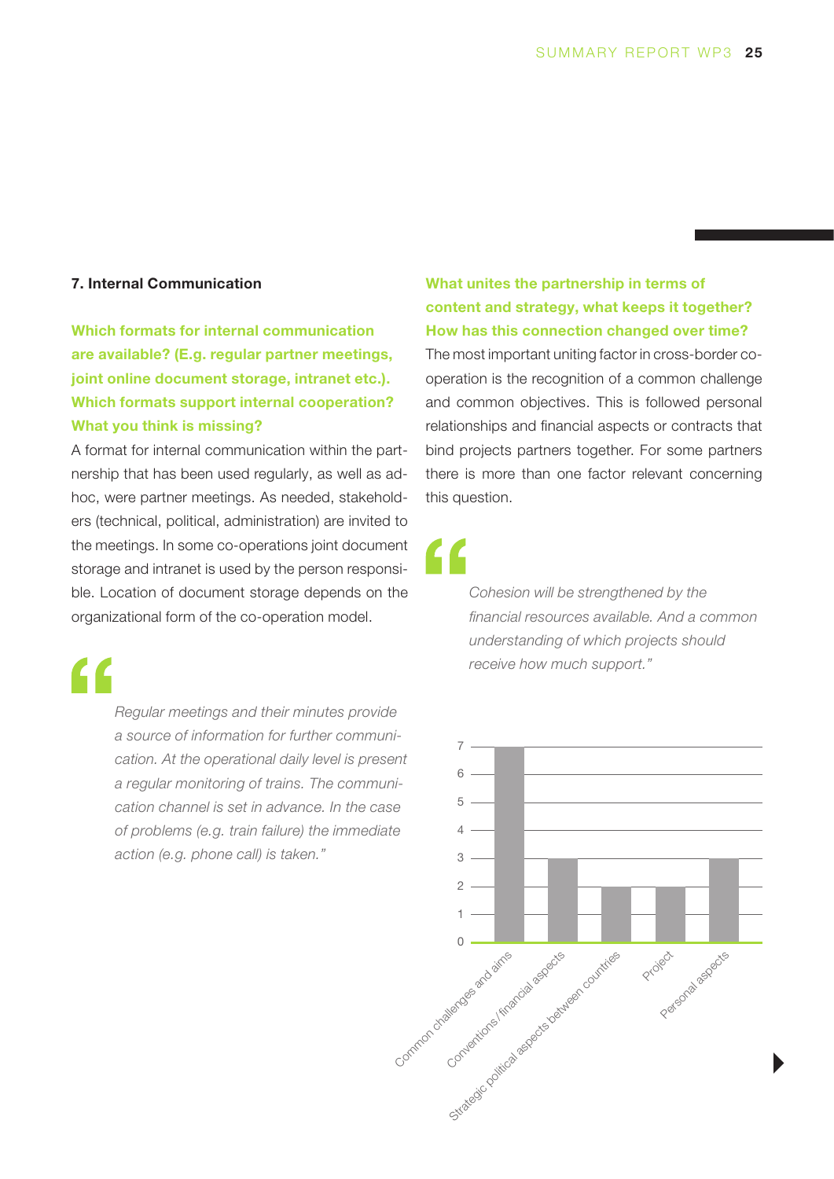## 7. Internal Communication

**Which formats for internal communication are available? (E.g. regular partner meetings, joint online document storage, intranet etc.). Which formats support internal cooperation? What you think is missing?**

A format for internal communication within the partnership that has been used regularly, as well as ad-hoc, were partner meetings. As needed, stakeholders (technical, political, administration) are invited to the meetings. In some co-operations joint document storage and intranet is used by the person responsible. Location of document storage depends on the organizational form of the co-operation model.

> *Regular meetings and their minutes provide a source of information for further communication. At the operational daily level is present a regular monitoring of trains. The communication channel is set in advance. In the case of problems (e.g. train failure) the immediate action (e.g. phone call) is taken."*

**What unites the partnership in terms of content and strategy, what keeps it together? How has this connection changed over time?**

The most important uniting factor in cross-border co-operation is the recognition of a common challenge and common objectives. This is followed personal relationships and financial aspects or contracts that bind projects partners together. For some partners there is more than one factor relevant concerning this question.

> *Cohesion will be strengthened by the financial resources available. And a common understanding of which projects should receive how much support."*

| Category | Value |
|---|---|
| Common challenges and aims | 7 |
| Conventions / financial aspects | 3 |
| Strategic political aspects between countries | 2 |
| Project | 2 |
| Personal aspects | 3 |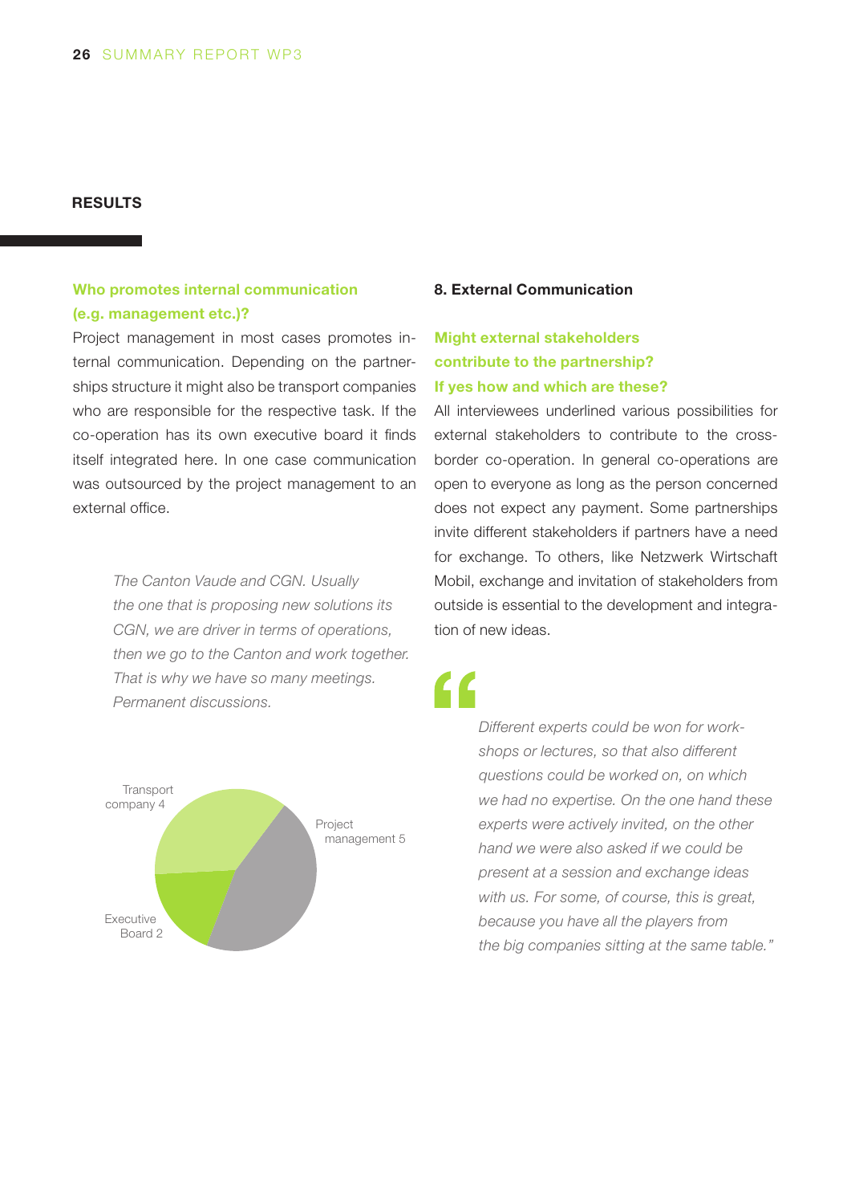## RESULTS

### Who promotes internal communication (e.g. management etc.)?

Project management in most cases promotes internal communication. Depending on the partnerships structure it might also be transport companies who are responsible for the respective task. If the co-operation has its own executive board it finds itself integrated here. In one case communication was outsourced by the project management to an external office.

*The Canton Vaude and CGN. Usually the one that is proposing new solutions its CGN, we are driver in terms of operations, then we go to the Canton and work together. That is why we have so many meetings. Permanent discussions.*

Transport company 4

Project management 5

Executive Board 2

### 8. External Communication

### Might external stakeholders contribute to the partnership? If yes how and which are these?

All interviewees underlined various possibilities for external stakeholders to contribute to the cross-border co-operation. In general co-operations are open to everyone as long as the person concerned does not expect any payment. Some partnerships invite different stakeholders if partners have a need for exchange. To others, like Netzwerk Wirtschaft Mobil, exchange and invitation of stakeholders from outside is essential to the development and integration of new ideas.

*"Different experts could be won for workshops or lectures, so that also different questions could be worked on, on which we had no expertise. On the one hand these experts were actively invited, on the other hand we were also asked if we could be present at a session and exchange ideas with us. For some, of course, this is great, because you have all the players from the big companies sitting at the same table."*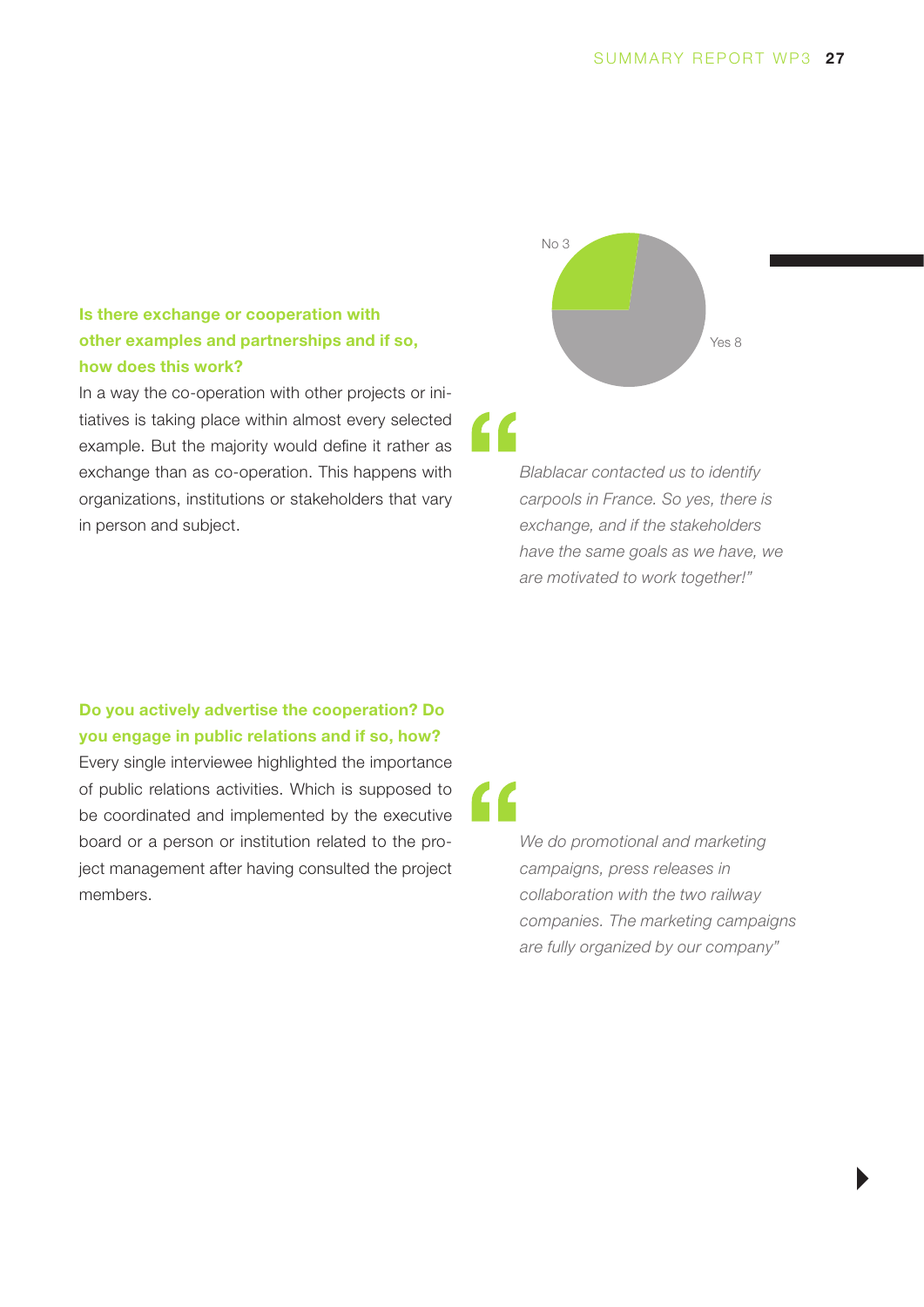### Is there exchange or cooperation with other examples and partnerships and if so, how does this work?

In a way the co-operation with other projects or initiatives is taking place within almost every selected example. But the majority would define it rather as exchange than as co-operation. This happens with organizations, institutions or stakeholders that vary in person and subject.

No 3

Yes 8

> *Blablacar contacted us to identify carpools in France. So yes, there is exchange, and if the stakeholders have the same goals as we have, we are motivated to work together!"*

### Do you actively advertise the cooperation? Do you engage in public relations and if so, how?

Every single interviewee highlighted the importance of public relations activities. Which is supposed to be coordinated and implemented by the executive board or a person or institution related to the project management after having consulted the project members.

> *We do promotional and marketing campaigns, press releases in collaboration with the two railway companies. The marketing campaigns are fully organized by our company"*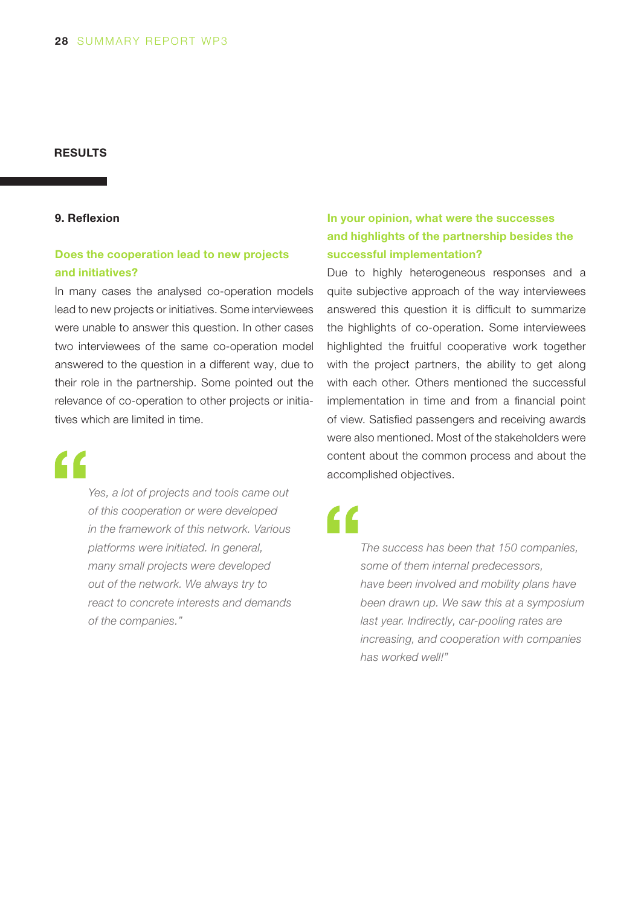## RESULTS

### 9. Reflexion

**Does the cooperation lead to new projects and initiatives?**

In many cases the analysed co-operation models lead to new projects or initiatives. Some interviewees were unable to answer this question. In other cases two interviewees of the same co-operation model answered to the question in a different way, due to their role in the partnership. Some pointed out the relevance of co-operation to other projects or initiatives which are limited in time.

> *"Yes, a lot of projects and tools came out of this cooperation or were developed in the framework of this network. Various platforms were initiated. In general, many small projects were developed out of the network. We always try to react to concrete interests and demands of the companies."*

**In your opinion, what were the successes and highlights of the partnership besides the successful implementation?**

Due to highly heterogeneous responses and a quite subjective approach of the way interviewees answered this question it is difficult to summarize the highlights of co-operation. Some interviewees highlighted the fruitful cooperative work together with the project partners, the ability to get along with each other. Others mentioned the successful implementation in time and from a financial point of view. Satisfied passengers and receiving awards were also mentioned. Most of the stakeholders were content about the common process and about the accomplished objectives.

> *"The success has been that 150 companies, some of them internal predecessors, have been involved and mobility plans have been drawn up. We saw this at a symposium last year. Indirectly, car-pooling rates are increasing, and cooperation with companies has worked well!"*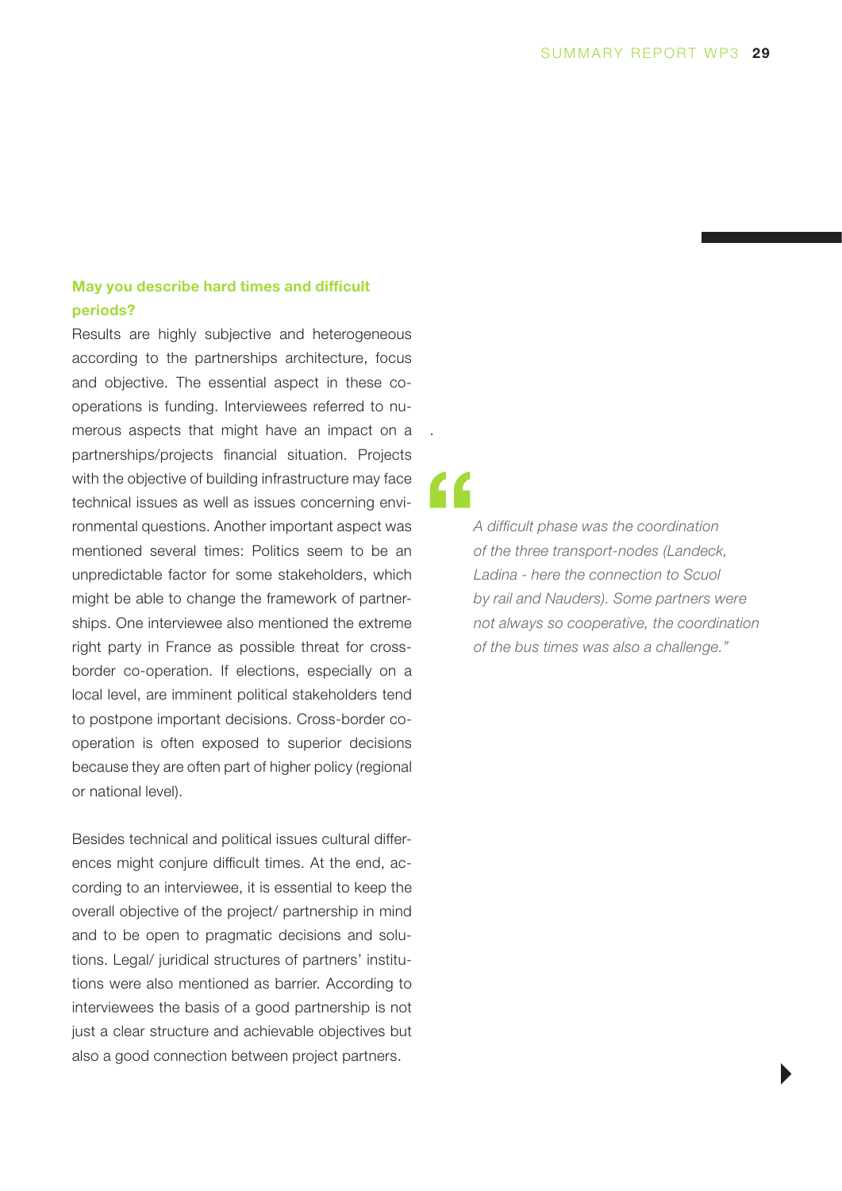### May you describe hard times and difficult periods?

Results are highly subjective and heterogeneous according to the partnerships architecture, focus and objective. The essential aspect in these co-operations is funding. Interviewees referred to numerous aspects that might have an impact on a partnerships/projects financial situation. Projects with the objective of building infrastructure may face technical issues as well as issues concerning environmental questions. Another important aspect was mentioned several times: Politics seem to be an unpredictable factor for some stakeholders, which might be able to change the framework of partnerships. One interviewee also mentioned the extreme right party in France as possible threat for cross-border co-operation. If elections, especially on a local level, are imminent political stakeholders tend to postpone important decisions. Cross-border co-operation is often exposed to superior decisions because they are often part of higher policy (regional or national level).

Besides technical and political issues cultural differences might conjure difficult times. At the end, according to an interviewee, it is essential to keep the overall objective of the project/ partnership in mind and to be open to pragmatic decisions and solutions. Legal/ juridical structures of partners' institutions were also mentioned as barrier. According to interviewees the basis of a good partnership is not just a clear structure and achievable objectives but also a good connection between project partners.

> "*A difficult phase was the coordination of the three transport-nodes (Landeck, Ladina - here the connection to Scuol by rail and Nauders). Some partners were not always so cooperative, the coordination of the bus times was also a challenge.*"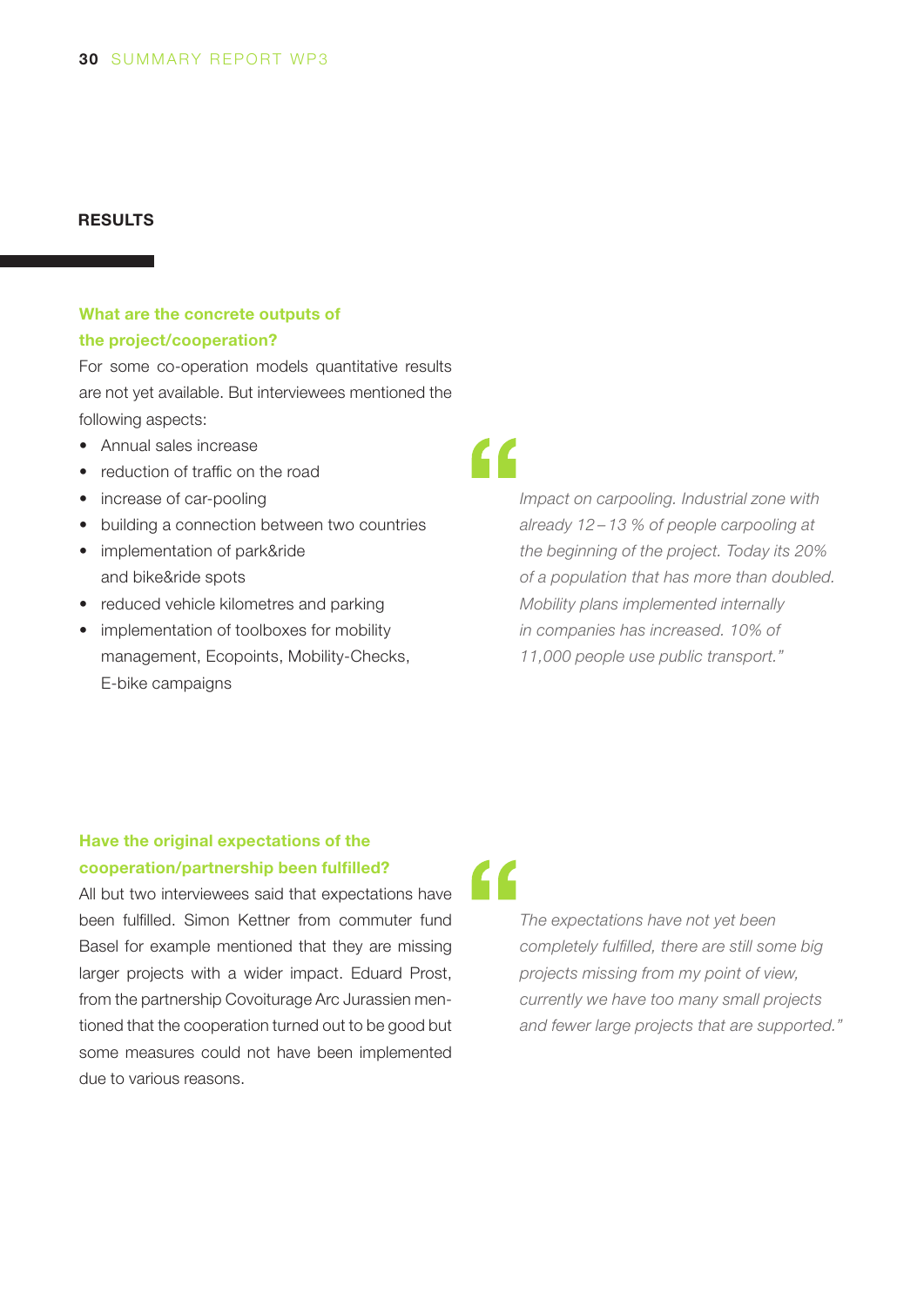## RESULTS

### What are the concrete outputs of the project/cooperation?

For some co-operation models quantitative results are not yet available. But interviewees mentioned the following aspects:

- Annual sales increase
- reduction of traffic on the road
- increase of car-pooling
- building a connection between two countries
- implementation of park&ride and bike&ride spots
- reduced vehicle kilometres and parking
- implementation of toolboxes for mobility management, Ecopoints, Mobility-Checks, E-bike campaigns

> “*Impact on carpooling. Industrial zone with already 12 – 13 % of people carpooling at the beginning of the project. Today its 20% of a population that has more than doubled. Mobility plans implemented internally in companies has increased. 10% of 11,000 people use public transport.*”

### Have the original expectations of the cooperation/partnership been fulfilled?

All but two interviewees said that expectations have been fulfilled. Simon Kettner from commuter fund Basel for example mentioned that they are missing larger projects with a wider impact. Eduard Prost, from the partnership Covoiturage Arc Jurassien mentioned that the cooperation turned out to be good but some measures could not have been implemented due to various reasons.

> “*The expectations have not yet been completely fulfilled, there are still some big projects missing from my point of view, currently we have too many small projects and fewer large projects that are supported.*”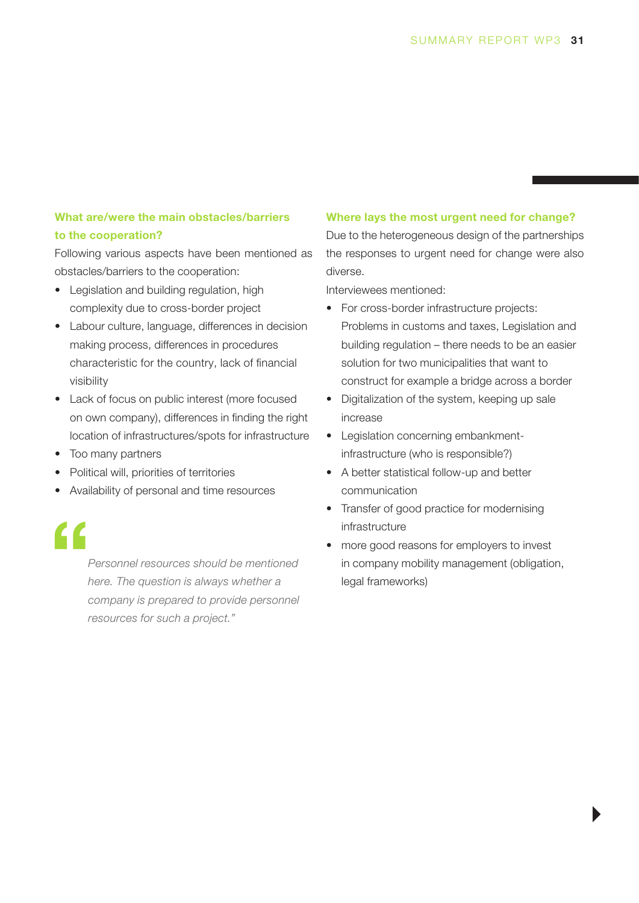### What are/were the main obstacles/barriers to the cooperation?

Following various aspects have been mentioned as obstacles/barriers to the cooperation:

- Legislation and building regulation, high complexity due to cross-border project
- Labour culture, language, differences in decision making process, differences in procedures characteristic for the country, lack of financial visibility
- Lack of focus on public interest (more focused on own company), differences in finding the right location of infrastructures/spots for infrastructure
- Too many partners
- Political will, priorities of territories
- Availability of personal and time resources

> *Personnel resources should be mentioned here. The question is always whether a company is prepared to provide personnel resources for such a project."*

### Where lays the most urgent need for change?

Due to the heterogeneous design of the partnerships the responses to urgent need for change were also diverse.

Interviewees mentioned:

- For cross-border infrastructure projects: Problems in customs and taxes, Legislation and building regulation – there needs to be an easier solution for two municipalities that want to construct for example a bridge across a border
- Digitalization of the system, keeping up sale increase
- Legislation concerning embankment-infrastructure (who is responsible?)
- A better statistical follow-up and better communication
- Transfer of good practice for modernising infrastructure
- more good reasons for employers to invest in company mobility management (obligation, legal frameworks)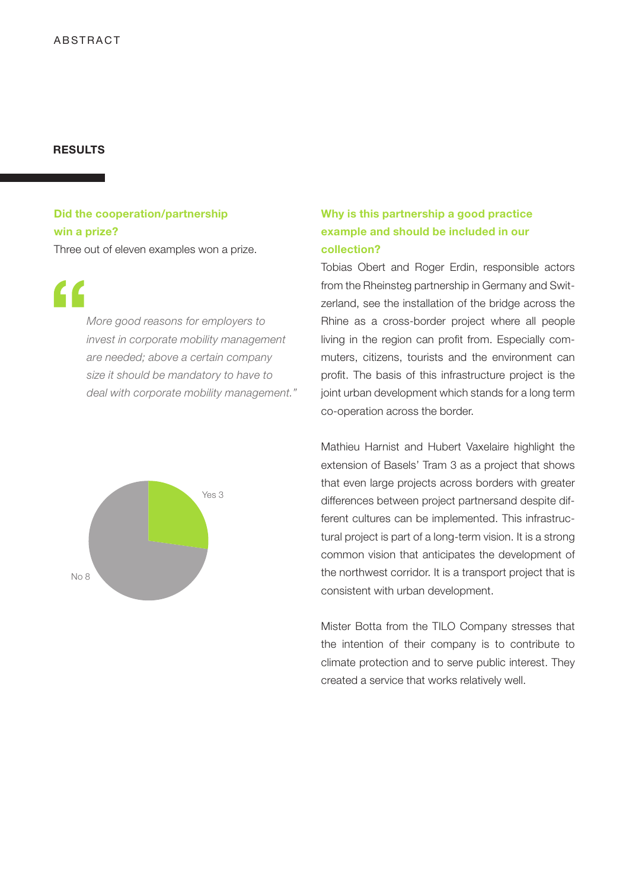## RESULTS

### Did the cooperation/partnership win a prize?

Three out of eleven examples won a prize.

> *More good reasons for employers to invest in corporate mobility management are needed; above a certain company size it should be mandatory to have to deal with corporate mobility management."*

Yes 3

No 8

### Why is this partnership a good practice example and should be included in our collection?

Tobias Obert and Roger Erdin, responsible actors from the Rheinsteg partnership in Germany and Switzerland, see the installation of the bridge across the Rhine as a cross-border project where all people living in the region can profit from. Especially commuters, citizens, tourists and the environment can profit. The basis of this infrastructure project is the joint urban development which stands for a long term co-operation across the border.

Mathieu Harnist and Hubert Vaxelaire highlight the extension of Basels' Tram 3 as a project that shows that even large projects across borders with greater differences between project partnersand despite different cultures can be implemented. This infrastructural project is part of a long-term vision. It is a strong common vision that anticipates the development of the northwest corridor. It is a transport project that is consistent with urban development.

Mister Botta from the TILO Company stresses that the intention of their company is to contribute to climate protection and to serve public interest. They created a service that works relatively well.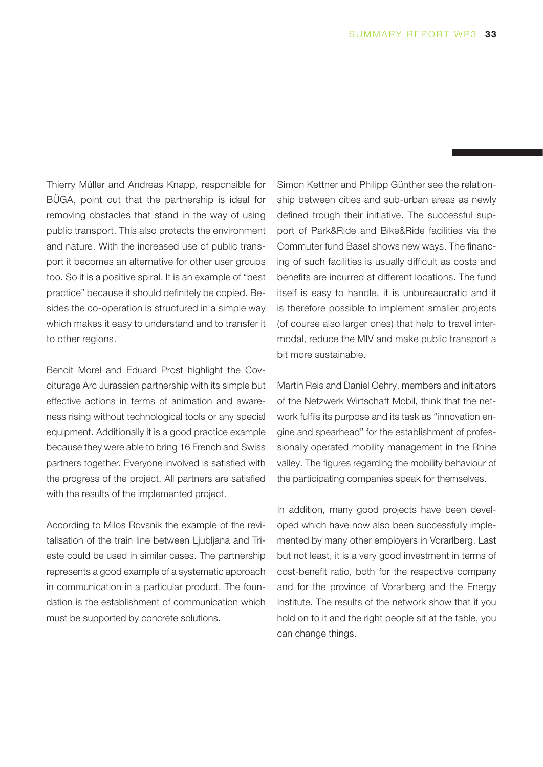Thierry Müller and Andreas Knapp, responsible for BÜGA, point out that the partnership is ideal for removing obstacles that stand in the way of using public transport. This also protects the environment and nature. With the increased use of public transport it becomes an alternative for other user groups too. So it is a positive spiral. It is an example of "best practice" because it should definitely be copied. Besides the co-operation is structured in a simple way which makes it easy to understand and to transfer it to other regions.

Benoit Morel and Eduard Prost highlight the Covoiturage Arc Jurassien partnership with its simple but effective actions in terms of animation and awareness rising without technological tools or any special equipment. Additionally it is a good practice example because they were able to bring 16 French and Swiss partners together. Everyone involved is satisfied with the progress of the project. All partners are satisfied with the results of the implemented project.

According to Milos Rovsnik the example of the revitalisation of the train line between Ljubljana and Trieste could be used in similar cases. The partnership represents a good example of a systematic approach in communication in a particular product. The foundation is the establishment of communication which must be supported by concrete solutions.

Simon Kettner and Philipp Günther see the relationship between cities and sub-urban areas as newly defined trough their initiative. The successful support of Park&Ride and Bike&Ride facilities via the Commuter fund Basel shows new ways. The financing of such facilities is usually difficult as costs and benefits are incurred at different locations. The fund itself is easy to handle, it is unbureaucratic and it is therefore possible to implement smaller projects (of course also larger ones) that help to travel intermodal, reduce the MIV and make public transport a bit more sustainable.

Martin Reis and Daniel Oehry, members and initiators of the Netzwerk Wirtschaft Mobil, think that the network fulfils its purpose and its task as "innovation engine and spearhead" for the establishment of professionally operated mobility management in the Rhine valley. The figures regarding the mobility behaviour of the participating companies speak for themselves.

In addition, many good projects have been developed which have now also been successfully implemented by many other employers in Vorarlberg. Last but not least, it is a very good investment in terms of cost-benefit ratio, both for the respective company and for the province of Vorarlberg and the Energy Institute. The results of the network show that if you hold on to it and the right people sit at the table, you can change things.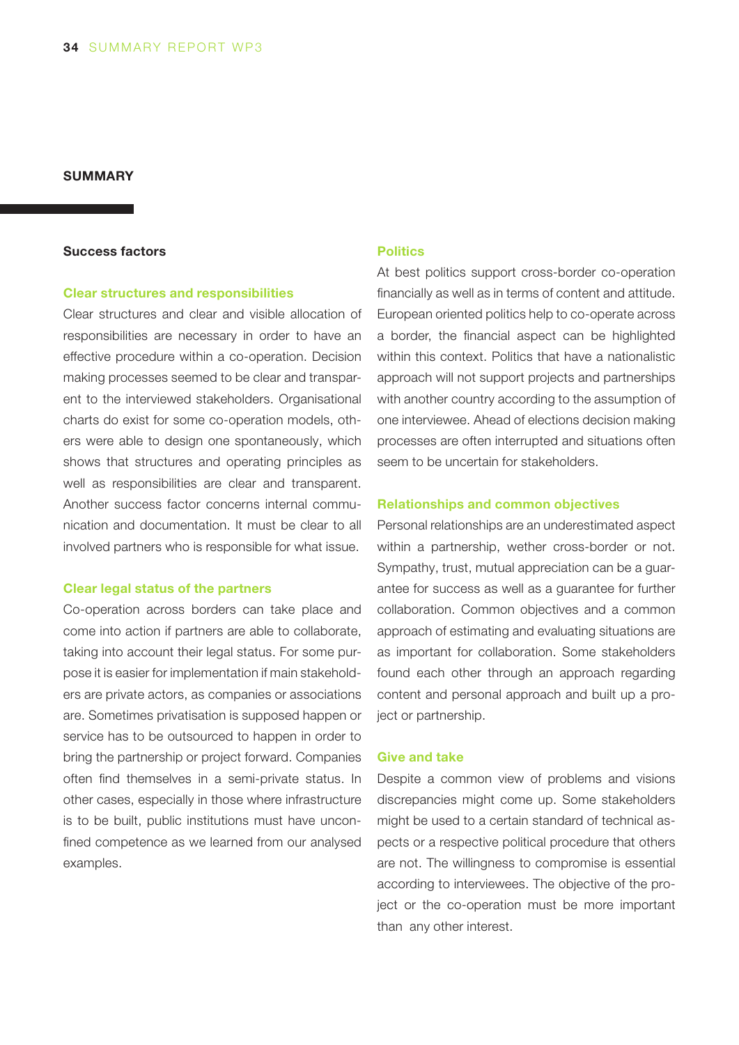## SUMMARY

### Success factors

#### Clear structures and responsibilities

Clear structures and clear and visible allocation of responsibilities are necessary in order to have an effective procedure within a co-operation. Decision making processes seemed to be clear and transparent to the interviewed stakeholders. Organisational charts do exist for some co-operation models, others were able to design one spontaneously, which shows that structures and operating principles as well as responsibilities are clear and transparent. Another success factor concerns internal communication and documentation. It must be clear to all involved partners who is responsible for what issue.

#### Clear legal status of the partners

Co-operation across borders can take place and come into action if partners are able to collaborate, taking into account their legal status. For some purpose it is easier for implementation if main stakeholders are private actors, as companies or associations are. Sometimes privatisation is supposed happen or service has to be outsourced to happen in order to bring the partnership or project forward. Companies often find themselves in a semi-private status. In other cases, especially in those where infrastructure is to be built, public institutions must have unconfined competence as we learned from our analysed examples.

#### Politics

At best politics support cross-border co-operation financially as well as in terms of content and attitude. European oriented politics help to co-operate across a border, the financial aspect can be highlighted within this context. Politics that have a nationalistic approach will not support projects and partnerships with another country according to the assumption of one interviewee. Ahead of elections decision making processes are often interrupted and situations often seem to be uncertain for stakeholders.

#### Relationships and common objectives

Personal relationships are an underestimated aspect within a partnership, wether cross-border or not. Sympathy, trust, mutual appreciation can be a guarantee for success as well as a guarantee for further collaboration. Common objectives and a common approach of estimating and evaluating situations are as important for collaboration. Some stakeholders found each other through an approach regarding content and personal approach and built up a project or partnership.

#### Give and take

Despite a common view of problems and visions discrepancies might come up. Some stakeholders might be used to a certain standard of technical aspects or a respective political procedure that others are not. The willingness to compromise is essential according to interviewees. The objective of the project or the co-operation must be more important than any other interest.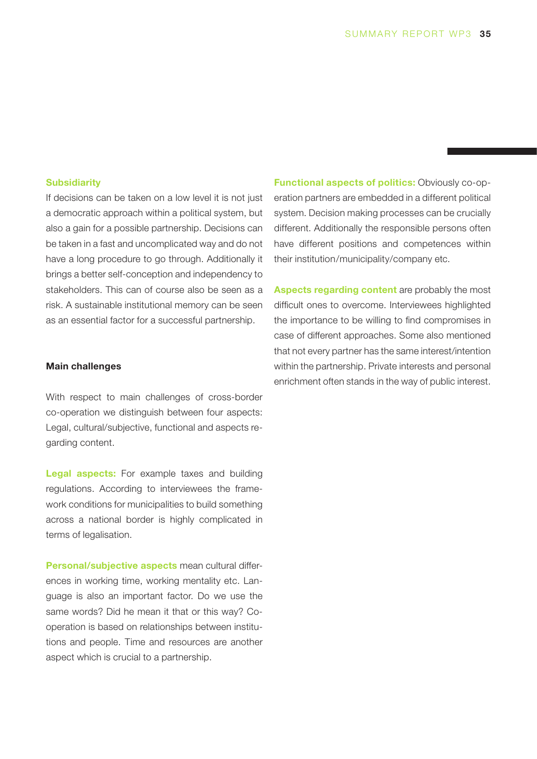**Subsidiarity**

If decisions can be taken on a low level it is not just a democratic approach within a political system, but also a gain for a possible partnership. Decisions can be taken in a fast and uncomplicated way and do not have a long procedure to go through. Additionally it brings a better self-conception and independency to stakeholders. This can of course also be seen as a risk. A sustainable institutional memory can be seen as an essential factor for a successful partnership.

### Main challenges

With respect to main challenges of cross-border co-operation we distinguish between four aspects: Legal, cultural/subjective, functional and aspects regarding content.

**Legal aspects:** For example taxes and building regulations. According to interviewees the framework conditions for municipalities to build something across a national border is highly complicated in terms of legalisation.

**Personal/subjective aspects** mean cultural differences in working time, working mentality etc. Language is also an important factor. Do we use the same words? Did he mean it that or this way? Co-operation is based on relationships between institutions and people. Time and resources are another aspect which is crucial to a partnership.

**Functional aspects of politics:** Obviously co-operation partners are embedded in a different political system. Decision making processes can be crucially different. Additionally the responsible persons often have different positions and competences within their institution/municipality/company etc.

**Aspects regarding content** are probably the most difficult ones to overcome. Interviewees highlighted the importance to be willing to find compromises in case of different approaches. Some also mentioned that not every partner has the same interest/intention within the partnership. Private interests and personal enrichment often stands in the way of public interest.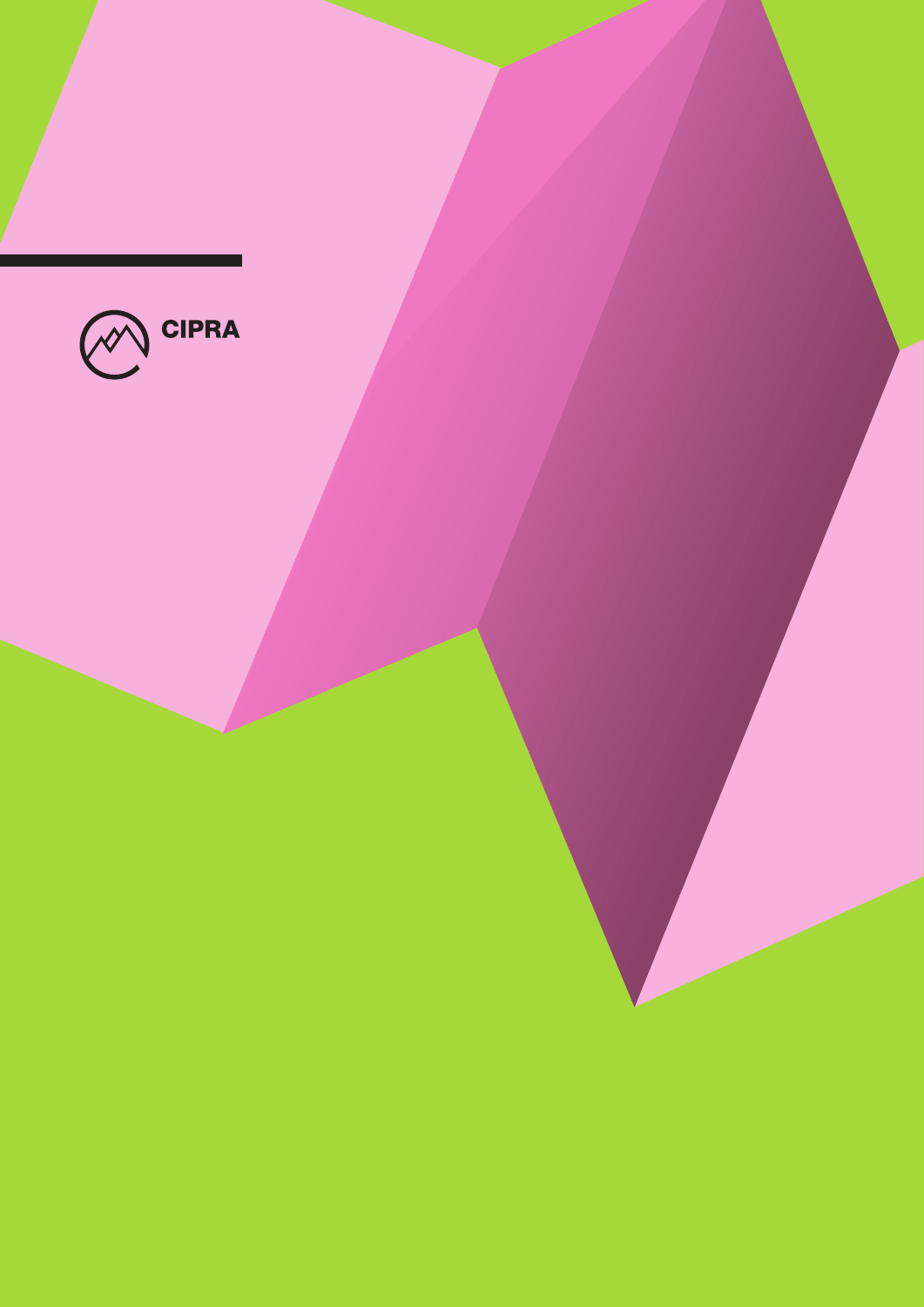CIPRA